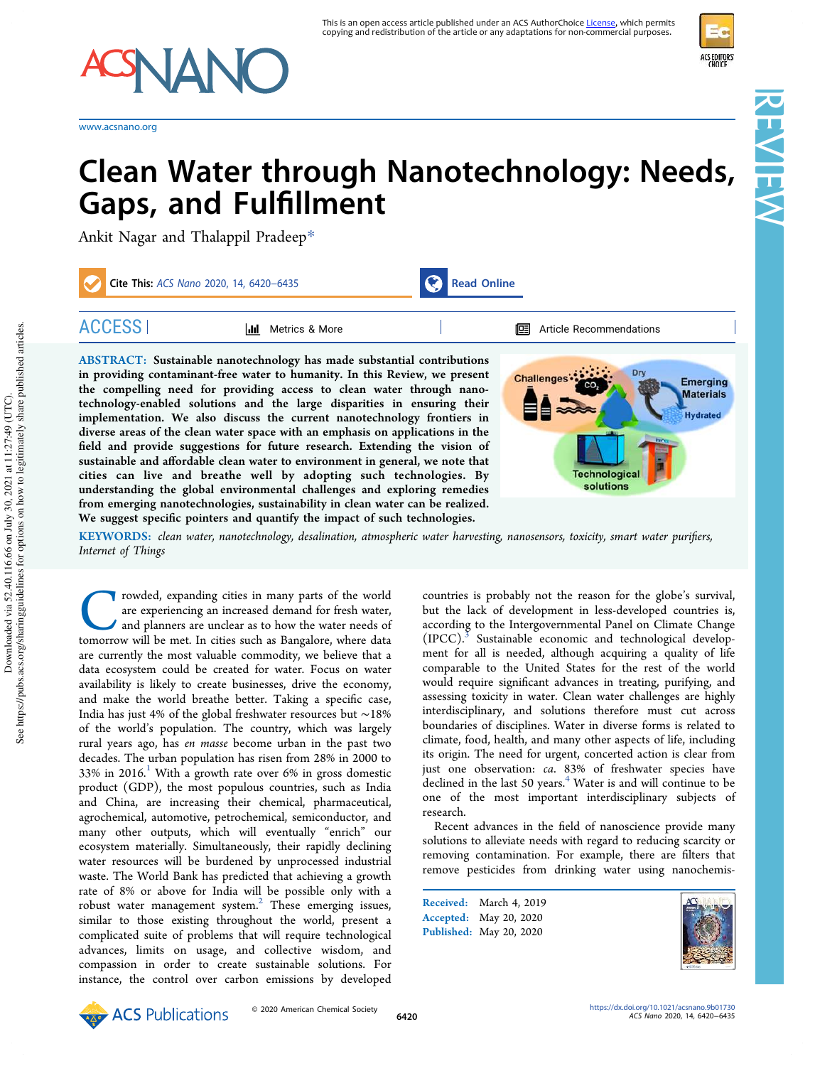# Clean Water through Nanotechnology: Needs, Gaps, and Fulfillment

Ankit Nagar and Thalappil Pradeep*

**ABSTRACT:** Sustainable nanotechnology has made substantial contributions in providing contaminant-free water to humanity. In this Review, we present the compelling need for providing access to clean water through nanotechnology-enabled solutions and the large disparities in ensuring their implementation. We also discuss the current nanotechnology frontiers in diverse areas of the clean water space with an emphasis on applications in the field and provide suggestions for future research. Extending the vision of sustainable and affordable clean water to environment in general, we note that cities can live and breathe well by adopting such technologies. By understanding the global environmental challenges and exploring remedies from emerging nanotechnologies, sustainability in clean water can be realized. We suggest specific pointers and quantify the impact of such technologies.

**KEYWORDS:** *clean water, nanotechnology, desalination, atmospheric water harvesting, nanosensors, toxicity, smart water purifiers, Internet of Things*

Crowded, expanding cities in many parts of the world are experiencing an increased demand for fresh water, and planners are unclear as to how the water needs of tomorrow will be met. In cities such as Bangalore, where data are currently the most valuable commodity, we believe that a data ecosystem could be created for water. Focus on water availability is likely to create businesses, drive the economy, and make the world breathe better. Taking a specific case, India has just 4% of the global freshwater resources but ~18% of the world's population. The country, which was largely rural years ago, has *en masse* become urban in the past two decades. The urban population has risen from 28% in 2000 to 33% in 2016.[1] With a growth rate over 6% in gross domestic product (GDP), the most populous countries, such as India and China, are increasing their chemical, pharmaceutical, agrochemical, automotive, petrochemical, semiconductor, and many other outputs, which will eventually "enrich" our ecosystem materially. Simultaneously, their rapidly declining water resources will be burdened by unprocessed industrial waste. The World Bank has predicted that achieving a growth rate of 8% or above for India will be possible only with a robust water management system.[2] These emerging issues, similar to those existing throughout the world, present a complicated suite of problems that will require technological advances, limits on usage, and collective wisdom, and compassion in order to create sustainable solutions. For instance, the control over carbon emissions by developed countries is probably not the reason for the globe's survival, but the lack of development in less-developed countries is, according to the Intergovernmental Panel on Climate Change (IPCC).[3] Sustainable economic and technological development for all is needed, although acquiring a quality of life comparable to the United States for the rest of the world would require significant advances in treating, purifying, and assessing toxicity in water. Clean water challenges are highly interdisciplinary, and solutions therefore must cut across boundaries of disciplines. Water in diverse forms is related to climate, food, health, and many other aspects of life, including its origin. The need for urgent, concerted action is clear from just one observation: *ca.* 83% of freshwater species have declined in the last 50 years.[4] Water is and will continue to be one of the most important interdisciplinary subjects of research.

Recent advances in the field of nanoscience provide many solutions to alleviate needs with regard to reducing scarcity or removing contamination. For example, there are filters that remove pesticides from drinking water using nanochemis-

Received: March 4, 2019
Accepted: May 20, 2020
Published: May 20, 2020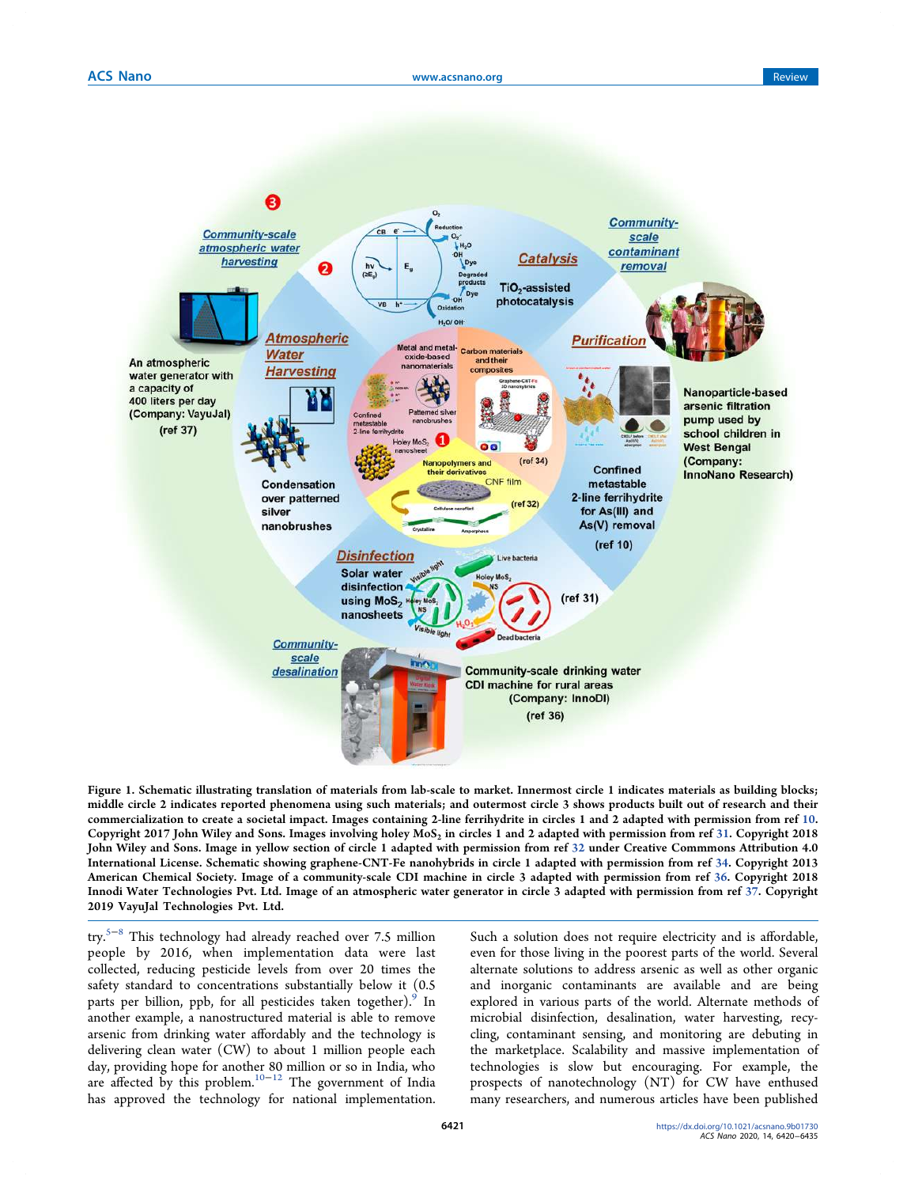**Figure 1.** Schematic illustrating translation of materials from lab-scale to market. Innermost circle 1 indicates materials as building blocks; middle circle 2 indicates reported phenomena using such materials; and outermost circle 3 shows products built out of research and their commercialization to create a societal impact. Images containing 2-line ferrihydrite in circles 1 and 2 adapted with permission from ref 10. Copyright 2017 John Wiley and Sons. Images involving holey $MoS_2$ in circles 1 and 2 adapted with permission from ref 31. Copyright 2018 John Wiley and Sons. Image in yellow section of circle 1 adapted with permission from ref 32 under Creative Commmons Attribution 4.0 International License. Schematic showing graphene-CNT-Fe nanohybrids in circle 1 adapted with permission from ref 34. Copyright 2013 American Chemical Society. Image of a community-scale CDI machine in circle 3 adapted with permission from ref 36. Copyright 2018 Innodi Water Technologies Pvt. Ltd. Image of an atmospheric water generator in circle 3 adapted with permission from ref 37. Copyright 2019 VayuJal Technologies Pvt. Ltd.

try.[5−8] This technology had already reached over 7.5 million people by 2016, when implementation data were last collected, reducing pesticide levels from over 20 times the safety standard to concentrations substantially below it (0.5 parts per billion, ppb, for all pesticides taken together).[9] In another example, a nanostructured material is able to remove arsenic from drinking water affordably and the technology is delivering clean water (CW) to about 1 million people each day, providing hope for another 80 million or so in India, who are affected by this problem.[10−12] The government of India has approved the technology for national implementation. Such a solution does not require electricity and is affordable, even for those living in the poorest parts of the world. Several alternate solutions to address arsenic as well as other organic and inorganic contaminants are available and are being explored in various parts of the world. Alternate methods of microbial disinfection, desalination, water harvesting, recycling, contaminant sensing, and monitoring are debuting in the marketplace. Scalability and massive implementation of technologies is slow but encouraging. For example, the prospects of nanotechnology (NT) for CW have enthused many researchers, and numerous articles have been published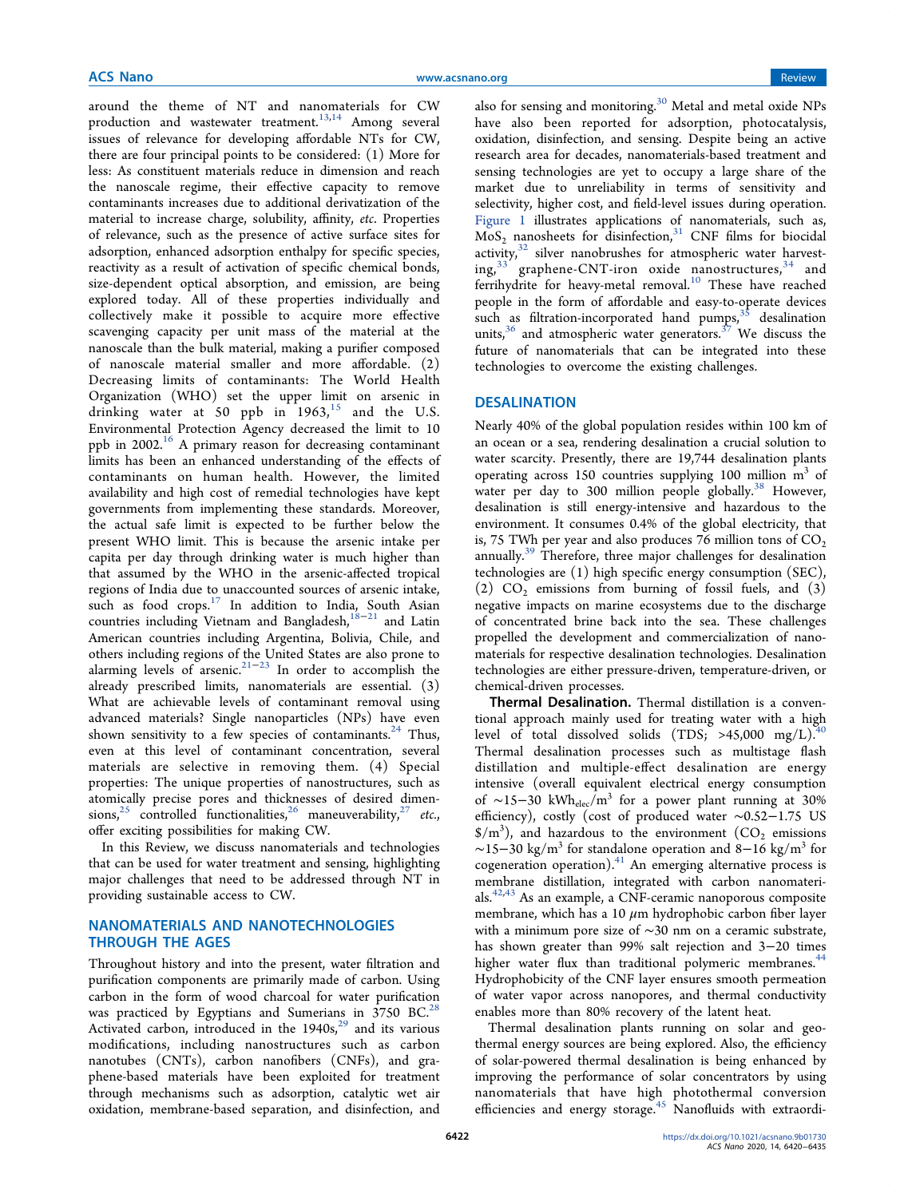around the theme of NT and nanomaterials for CW production and wastewater treatment.[13,14] Among several issues of relevance for developing affordable NTs for CW, there are four principal points to be considered: (1) More for less: As constituent materials reduce in dimension and reach the nanoscale regime, their effective capacity to remove contaminants increases due to additional derivatization of the material to increase charge, solubility, affinity, *etc.* Properties of relevance, such as the presence of active surface sites for adsorption, enhanced adsorption enthalpy for specific species, reactivity as a result of activation of specific chemical bonds, size-dependent optical absorption, and emission, are being explored today. All of these properties individually and collectively make it possible to acquire more effective scavenging capacity per unit mass of the material at the nanoscale than the bulk material, making a purifier composed of nanoscale material smaller and more affordable. (2) Decreasing limits of contaminants: The World Health Organization (WHO) set the upper limit on arsenic in drinking water at 50 ppb in 1963,[15] and the U.S. Environmental Protection Agency decreased the limit to 10 ppb in 2002.[16] A primary reason for decreasing contaminant limits has been an enhanced understanding of the effects of contaminants on human health. However, the limited availability and high cost of remedial technologies have kept governments from implementing these standards. Moreover, the actual safe limit is expected to be further below the present WHO limit. This is because the arsenic intake per capita per day through drinking water is much higher than that assumed by the WHO in the arsenic-affected tropical regions of India due to unaccounted sources of arsenic intake, such as food crops.[17] In addition to India, South Asian countries including Vietnam and Bangladesh,[18−21] and Latin American countries including Argentina, Bolivia, Chile, and others including regions of the United States are also prone to alarming levels of arsenic.[21−23] In order to accomplish the already prescribed limits, nanomaterials are essential. (3) What are achievable levels of contaminant removal using advanced materials? Single nanoparticles (NPs) have even shown sensitivity to a few species of contaminants.[24] Thus, even at this level of contaminant concentration, several materials are selective in removing them. (4) Special properties: The unique properties of nanostructures, such as atomically precise pores and thicknesses of desired dimensions,[25] controlled functionalities,[26] maneuverability,[27] *etc.*, offer exciting possibilities for making CW.

In this Review, we discuss nanomaterials and technologies that can be used for water treatment and sensing, highlighting major challenges that need to be addressed through NT in providing sustainable access to CW.

## NANOMATERIALS AND NANOTECHNOLOGIES THROUGH THE AGES

Throughout history and into the present, water filtration and purification components are primarily made of carbon. Using carbon in the form of wood charcoal for water purification was practiced by Egyptians and Sumerians in 3750 BC.[28] Activated carbon, introduced in the 1940s,[29] and its various modifications, including nanostructures such as carbon nanotubes (CNTs), carbon nanofibers (CNFs), and graphene-based materials have been exploited for treatment through mechanisms such as adsorption, catalytic wet air oxidation, membrane-based separation, and disinfection, and also for sensing and monitoring.[30] Metal and metal oxide NPs have also been reported for adsorption, photocatalysis, oxidation, disinfection, and sensing. Despite being an active research area for decades, nanomaterials-based treatment and sensing technologies are yet to occupy a large share of the market due to unreliability in terms of sensitivity and selectivity, higher cost, and field-level issues during operation. Figure 1 illustrates applications of nanomaterials, such as, $MoS_2$ nanosheets for disinfection,[31] CNF films for biocidal activity,[32] silver nanobrushes for atmospheric water harvesting,[33] graphene-CNT-iron oxide nanostructures,[34] and ferrihydrite for heavy-metal removal.[10] These have reached people in the form of affordable and easy-to-operate devices such as filtration-incorporated hand pumps,[35] desalination units,[36] and atmospheric water generators.[37] We discuss the future of nanomaterials that can be integrated into these technologies to overcome the existing challenges.

## DESALINATION

Nearly 40% of the global population resides within 100 km of an ocean or a sea, rendering desalination a crucial solution to water scarcity. Presently, there are 19,744 desalination plants operating across 150 countries supplying 100 million $m^3$ of water per day to 300 million people globally.[38] However, desalination is still energy-intensive and hazardous to the environment. It consumes 0.4% of the global electricity, that is, 75 TWh per year and also produces 76 million tons of $CO_2$ annually.[39] Therefore, three major challenges for desalination technologies are (1) high specific energy consumption (SEC), (2) $CO_2$ emissions from burning of fossil fuels, and (3) negative impacts on marine ecosystems due to the discharge of concentrated brine back into the sea. These challenges propelled the development and commercialization of nanomaterials for respective desalination technologies. Desalination technologies are either pressure-driven, temperature-driven, or chemical-driven processes.

**Thermal Desalination.** Thermal distillation is a conventional approach mainly used for treating water with a high level of total dissolved solids (TDS; >45,000 mg/L).[40] Thermal desalination processes such as multistage flash distillation and multiple-effect desalination are energy intensive (overall equivalent electrical energy consumption of ∼15−30 $kWh_{elec}/m^3$ for a power plant running at 30% efficiency), costly (cost of produced water ∼0.52−1.75 US $\$/m^3$), and hazardous to the environment ($CO_2$ emissions ∼15−30 $kg/m^3$ for standalone operation and 8−16 $kg/m^3$ for cogeneration operation).[41] An emerging alternative process is membrane distillation, integrated with carbon nanomaterials.[42,43] As an example, a CNF-ceramic nanoporous composite membrane, which has a 10 μm hydrophobic carbon fiber layer with a minimum pore size of ∼30 nm on a ceramic substrate, has shown greater than 99% salt rejection and 3−20 times higher water flux than traditional polymeric membranes.[44] Hydrophobicity of the CNF layer ensures smooth permeation of water vapor across nanopores, and thermal conductivity enables more than 80% recovery of the latent heat.

Thermal desalination plants running on solar and geothermal energy sources are being explored. Also, the efficiency of solar-powered thermal desalination is being enhanced by improving the performance of solar concentrators by using nanomaterials that have high photothermal conversion efficiencies and energy storage.[45] Nanofluids with extraordi-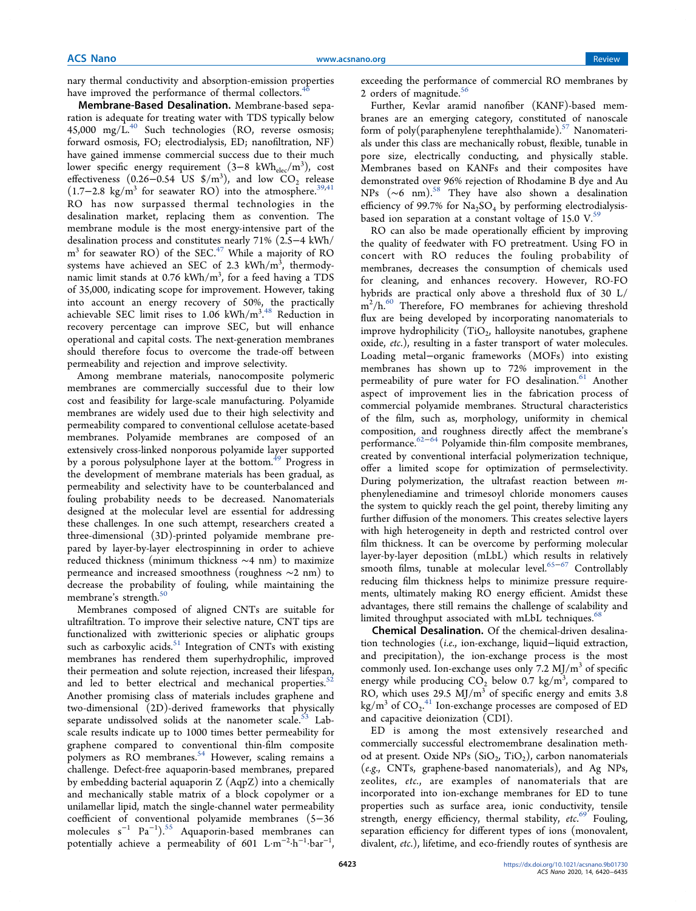nary thermal conductivity and absorption-emission properties have improved the performance of thermal collectors.[46]

**Membrane-Based Desalination.** Membrane-based separation is adequate for treating water with TDS typically below 45,000 mg/L.[40] Such technologies (RO, reverse osmosis; forward osmosis, FO; electrodialysis, ED; nanofiltration, NF) have gained immense commercial success due to their much lower specific energy requirement (3−8 $kWh_{elec}/m^3$), cost effectiveness (0.26−0.54 US $\$/m^3$), and low $CO_2$ release (1.7−2.8 $kg/m^3$ for seawater RO) into the atmosphere.[39,41] RO has now surpassed thermal technologies in the desalination market, replacing them as convention. The membrane module is the most energy-intensive part of the desalination process and constitutes nearly 71% (2.5−4 $kWh/m^3$ for seawater RO) of the SEC.[47] While a majority of RO systems have achieved an SEC of 2.3 $kWh/m^3$, thermodynamic limit stands at 0.76 $kWh/m^3$, for a feed having a TDS of 35,000, indicating scope for improvement. However, taking into account an energy recovery of 50%, the practically achievable SEC limit rises to 1.06 $kWh/m^3$.[48] Reduction in recovery percentage can improve SEC, but will enhance operational and capital costs. The next-generation membranes should therefore focus to overcome the trade-off between permeability and rejection and improve selectivity.

Among membrane materials, nanocomposite polymeric membranes are commercially successful due to their low cost and feasibility for large-scale manufacturing. Polyamide membranes are widely used due to their high selectivity and permeability compared to conventional cellulose acetate-based membranes. Polyamide membranes are composed of an extensively cross-linked nonporous polyamide layer supported by a porous polysulphone layer at the bottom.[49] Progress in the development of membrane materials has been gradual, as permeability and selectivity have to be counterbalanced and fouling probability needs to be decreased. Nanomaterials designed at the molecular level are essential for addressing these challenges. In one such attempt, researchers created a three-dimensional (3D)-printed polyamide membrane prepared by layer-by-layer electrospinning in order to achieve reduced thickness (minimum thickness ∼4 nm) to maximize permeance and increased smoothness (roughness ∼2 nm) to decrease the probability of fouling, while maintaining the membrane's strength.[50]

Membranes composed of aligned CNTs are suitable for ultrafiltration. To improve their selective nature, CNT tips are functionalized with zwitterionic species or aliphatic groups such as carboxylic acids.[51] Integration of CNTs with existing membranes has rendered them superhydrophilic, improved their permeation and solute rejection, increased their lifespan, and led to better electrical and mechanical properties.[52] Another promising class of materials includes graphene and two-dimensional (2D)-derived frameworks that physically separate undissolved solids at the nanometer scale.[53] Lab-scale results indicate up to 1000 times better permeability for graphene compared to conventional thin-film composite polymers as RO membranes.[54] However, scaling remains a challenge. Defect-free aquaporin-based membranes, prepared by embedding bacterial aquaporin Z (AqpZ) into a chemically and mechanically stable matrix of a block copolymer or a unilamellar lipid, match the single-channel water permeability coefficient of conventional polyamide membranes (5−36 molecules $s^{-1}$ $Pa^{-1}$).[55] Aquaporin-based membranes can potentially achieve a permeability of 601 $L{\cdot}m^{-2}{\cdot}h^{-1}{\cdot}bar^{-1}$, exceeding the performance of commercial RO membranes by 2 orders of magnitude.[56]

Further, Kevlar aramid nanofiber (KANF)-based membranes are an emerging category, constituted of nanoscale form of poly(paraphenylene terephthalamide).[57] Nanomaterials under this class are mechanically robust, flexible, tunable in pore size, electrically conducting, and physically stable. Membranes based on KANFs and their composites have demonstrated over 96% rejection of Rhodamine B dye and Au NPs (∼6 nm).[58] They have also shown a desalination efficiency of 99.7% for $Na_2SO_4$ by performing electrodialysis-based ion separation at a constant voltage of 15.0 V.[59]

RO can also be made operationally efficient by improving the quality of feedwater with FO pretreatment. Using FO in concert with RO reduces the fouling probability of membranes, decreases the consumption of chemicals used for cleaning, and enhances recovery. However, RO-FO hybrids are practical only above a threshold flux of 30 $L/m^2/h$.[60] Therefore, FO membranes for achieving threshold flux are being developed by incorporating nanomaterials to improve hydrophilicity ($TiO_2$, halloysite nanotubes, graphene oxide, *etc.*), resulting in a faster transport of water molecules. Loading metal−organic frameworks (MOFs) into existing membranes has shown up to 72% improvement in the permeability of pure water for FO desalination.[61] Another aspect of improvement lies in the fabrication process of commercial polyamide membranes. Structural characteristics of the film, such as, morphology, uniformity in chemical composition, and roughness directly affect the membrane's performance.[62−64] Polyamide thin-film composite membranes, created by conventional interfacial polymerization technique, offer a limited scope for optimization of permselectivity. During polymerization, the ultrafast reaction between *m*-phenylenediamine and trimesoyl chloride monomers causes the system to quickly reach the gel point, thereby limiting any further diffusion of the monomers. This creates selective layers with high heterogeneity in depth and restricted control over film thickness. It can be overcome by performing molecular layer-by-layer deposition (mLbL) which results in relatively smooth films, tunable at molecular level.[65−67] Controllably reducing film thickness helps to minimize pressure requirements, ultimately making RO energy efficient. Amidst these advantages, there still remains the challenge of scalability and limited throughput associated with mLbL techniques.[68]

**Chemical Desalination.** Of the chemical-driven desalination technologies (*i.e.*, ion-exchange, liquid−liquid extraction, and precipitation), the ion-exchange process is the most commonly used. Ion-exchange uses only 7.2 $MJ/m^3$ of specific energy while producing $CO_2$ below 0.7 $kg/m^3$, compared to RO, which uses 29.5 $MJ/m^3$ of specific energy and emits 3.8 $kg/m^3$ of $CO_2$.[41] Ion-exchange processes are composed of ED and capacitive deionization (CDI).

ED is among the most extensively researched and commercially successful electromembrane desalination method at present. Oxide NPs ($SiO_2$, $TiO_2$), carbon nanomaterials (*e.g.*, CNTs, graphene-based nanomaterials), and Ag NPs, zeolites, *etc.*, are examples of nanomaterials that are incorporated into ion-exchange membranes for ED to tune properties such as surface area, ionic conductivity, tensile strength, energy efficiency, thermal stability, *etc.*[69] Fouling, separation efficiency for different types of ions (monovalent, divalent, *etc.*), lifetime, and eco-friendly routes of synthesis are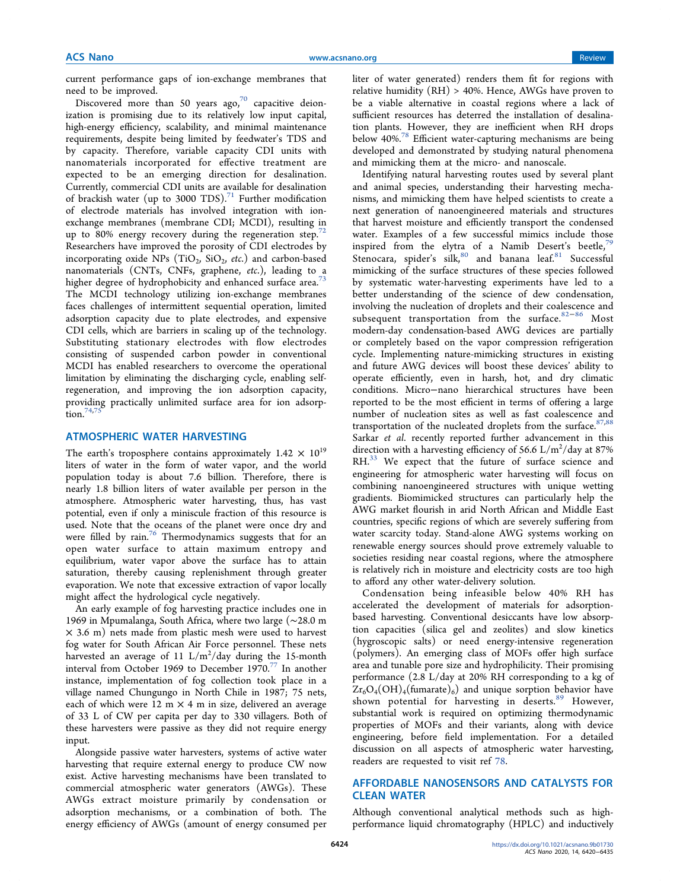current performance gaps of ion-exchange membranes that need to be improved.

Discovered more than 50 years ago,[70] capacitive deionization is promising due to its relatively low input capital, high-energy efficiency, scalability, and minimal maintenance requirements, despite being limited by feedwater's TDS and by capacity. Therefore, variable capacity CDI units with nanomaterials incorporated for effective treatment are expected to be an emerging direction for desalination. Currently, commercial CDI units are available for desalination of brackish water (up to 3000 TDS).[71] Further modification of electrode materials has involved integration with ion-exchange membranes (membrane CDI; MCDI), resulting in up to 80% energy recovery during the regeneration step.[72] Researchers have improved the porosity of CDI electrodes by incorporating oxide NPs ($TiO_2$, $SiO_2$, *etc.*) and carbon-based nanomaterials (CNTs, CNFs, graphene, *etc.*), leading to a higher degree of hydrophobicity and enhanced surface area.[73] The MCDI technology utilizing ion-exchange membranes faces challenges of intermittent sequential operation, limited adsorption capacity due to plate electrodes, and expensive CDI cells, which are barriers in scaling up of the technology. Substituting stationary electrodes with flow electrodes consisting of suspended carbon powder in conventional MCDI has enabled researchers to overcome the operational limitation by eliminating the discharging cycle, enabling self-regeneration, and improving the ion adsorption capacity, providing practically unlimited surface area for ion adsorption.[74,75]

## ATMOSPHERIC WATER HARVESTING

The earth's troposphere contains approximately $1.42 \times 10^{19}$ liters of water in the form of water vapor, and the world population today is about 7.6 billion. Therefore, there is nearly 1.8 billion liters of water available per person in the atmosphere. Atmospheric water harvesting, thus, has vast potential, even if only a miniscule fraction of this resource is used. Note that the oceans of the planet were once dry and were filled by rain.[76] Thermodynamics suggests that for an open water surface to attain maximum entropy and equilibrium, water vapor above the surface has to attain saturation, thereby causing replenishment through greater evaporation. We note that excessive extraction of vapor locally might affect the hydrological cycle negatively.

An early example of fog harvesting practice includes one in 1969 in Mpumalanga, South Africa, where two large (~28.0 m × 3.6 m) nets made from plastic mesh were used to harvest fog water for South African Air Force personnel. These nets harvested an average of 11 $L/m^2$/day during the 15-month interval from October 1969 to December 1970.[77] In another instance, implementation of fog collection took place in a village named Chungungo in North Chile in 1987; 75 nets, each of which were 12 m × 4 m in size, delivered an average of 33 L of CW per capita per day to 330 villagers. Both of these harvesters were passive as they did not require energy input.

Alongside passive water harvesters, systems of active water harvesting that require external energy to produce CW now exist. Active harvesting mechanisms have been translated to commercial atmospheric water generators (AWGs). These AWGs extract moisture primarily by condensation or adsorption mechanisms, or a combination of both. The energy efficiency of AWGs (amount of energy consumed per liter of water generated) renders them fit for regions with relative humidity (RH) > 40%. Hence, AWGs have proven to be a viable alternative in coastal regions where a lack of sufficient resources has deterred the installation of desalination plants. However, they are inefficient when RH drops below 40%.[78] Efficient water-capturing mechanisms are being developed and demonstrated by studying natural phenomena and mimicking them at the micro- and nanoscale.

Identifying natural harvesting routes used by several plant and animal species, understanding their harvesting mechanisms, and mimicking them have helped scientists to create a next generation of nanoengineered materials and structures that harvest moisture and efficiently transport the condensed water. Examples of a few successful mimics include those inspired from the elytra of a Namib Desert's beetle,[79] Stenocara, spider's silk,[80] and banana leaf.[81] Successful mimicking of the surface structures of these species followed by systematic water-harvesting experiments have led to a better understanding of the science of dew condensation, involving the nucleation of droplets and their coalescence and subsequent transportation from the surface.[82−86] Most modern-day condensation-based AWG devices are partially or completely based on the vapor compression refrigeration cycle. Implementing nature-mimicking structures in existing and future AWG devices will boost these devices' ability to operate efficiently, even in harsh, hot, and dry climatic conditions. Micro−nano hierarchical structures have been reported to be the most efficient in terms of offering a large number of nucleation sites as well as fast coalescence and transportation of the nucleated droplets from the surface.[87,88] Sarkar *et al*. recently reported further advancement in this direction with a harvesting efficiency of 56.6 $L/m^2$/day at 87% RH.[33] We expect that the future of surface science and engineering for atmospheric water harvesting will focus on combining nanoengineered structures with unique wetting gradients. Biomimicked structures can particularly help the AWG market flourish in arid North African and Middle East countries, specific regions of which are severely suffering from water scarcity today. Stand-alone AWG systems working on renewable energy sources should prove extremely valuable to societies residing near coastal regions, where the atmosphere is relatively rich in moisture and electricity costs are too high to afford any other water-delivery solution.

Condensation being infeasible below 40% RH has accelerated the development of materials for adsorption-based harvesting. Conventional desiccants have low absorption capacities (silica gel and zeolites) and slow kinetics (hygroscopic salts) or need energy-intensive regeneration (polymers). An emerging class of MOFs offer high surface area and tunable pore size and hydrophilicity. Their promising performance (2.8 L/day at 20% RH corresponding to a kg of $Zr_6O_4(OH)_4(fumarate)_6$) and unique sorption behavior have shown potential for harvesting in deserts.[89] However, substantial work is required on optimizing thermodynamic properties of MOFs and their variants, along with device engineering, before field implementation. For a detailed discussion on all aspects of atmospheric water harvesting, readers are requested to visit ref 78.

## AFFORDABLE NANOSENSORS AND CATALYSTS FOR CLEAN WATER

Although conventional analytical methods such as high-performance liquid chromatography (HPLC) and inductively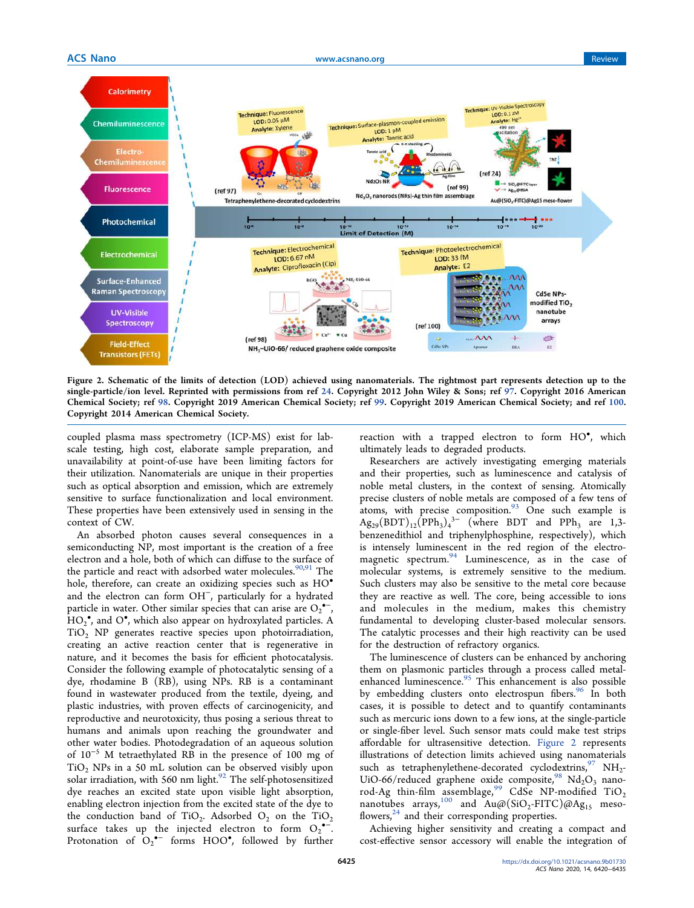Figure 2. Schematic of the limits of detection (LOD) achieved using nanomaterials. The rightmost part represents detection up to the single-particle/ion level. Reprinted with permissions from ref 24. Copyright 2012 John Wiley & Sons; ref 97. Copyright 2016 American Chemical Society; ref 98. Copyright 2019 American Chemical Society; ref 99. Copyright 2019 American Chemical Society; and ref 100. Copyright 2014 American Chemical Society.

coupled plasma mass spectrometry (ICP-MS) exist for lab-scale testing, high cost, elaborate sample preparation, and unavailability at point-of-use have been limiting factors for their utilization. Nanomaterials are unique in their properties such as optical absorption and emission, which are extremely sensitive to surface functionalization and local environment. These properties have been extensively used in sensing in the context of CW.

An absorbed photon causes several consequences in a semiconducting NP, most important is the creation of a free electron and a hole, both of which can diffuse to the surface of the particle and react with adsorbed water molecules.[90,91] The hole, therefore, can create an oxidizing species such as $HO^{\bullet}$ and the electron can form $OH^{-}$, particularly for a hydrated particle in water. Other similar species that can arise are $O_2^{\bullet-}$, $HO_2^{\bullet}$, and $O^{\bullet}$, which also appear on hydroxylated particles. A $TiO_2$ NP generates reactive species upon photoirradiation, creating an active reaction center that is regenerative in nature, and it becomes the basis for efficient photocatalysis. Consider the following example of photocatalytic sensing of a dye, rhodamine B (RB), using NPs. RB is a contaminant found in wastewater produced from the textile, dyeing, and plastic industries, with proven effects of carcinogenicity, and reproductive and neurotoxicity, thus posing a serious threat to humans and animals upon reaching the groundwater and other water bodies. Photodegradation of an aqueous solution of $10^{-5}$ M tetraethylated RB in the presence of 100 mg of $TiO_2$ NPs in a 50 mL solution can be observed visibly upon solar irradiation, with 560 nm light.[92] The self-photosensitized dye reaches an excited state upon visible light absorption, enabling electron injection from the excited state of the dye to the conduction band of $TiO_2$. Adsorbed $O_2$ on the $TiO_2$ surface takes up the injected electron to form $O_2^{\bullet-}$. Protonation of $O_2^{\bullet-}$ forms $HOO^{\bullet}$, followed by further reaction with a trapped electron to form $HO^{\bullet}$, which ultimately leads to degraded products.

Researchers are actively investigating emerging materials and their properties, such as luminescence and catalysis of noble metal clusters, in the context of sensing. Atomically precise clusters of noble metals are composed of a few tens of atoms, with precise composition.[93] One such example is $Ag_{29}(BDT)_{12}(PPh_3)_4^{3-}$ (where BDT and $PPh_3$ are 1,3-benzenedithiol and triphenylphosphine, respectively), which is intensely luminescent in the red region of the electromagnetic spectrum.[94] Luminescence, as in the case of molecular systems, is extremely sensitive to the medium. Such clusters may also be sensitive to the metal core because they are reactive as well. The core, being accessible to ions and molecules in the medium, makes this chemistry fundamental to developing cluster-based molecular sensors. The catalytic processes and their high reactivity can be used for the destruction of refractory organics.

The luminescence of clusters can be enhanced by anchoring them on plasmonic particles through a process called metal-enhanced luminescence.[95] This enhancement is also possible by embedding clusters onto electrospun fibers.[96] In both cases, it is possible to detect and to quantify contaminants such as mercuric ions down to a few ions, at the single-particle or single-fiber level. Such sensor mats could make test strips affordable for ultrasensitive detection. Figure 2 represents illustrations of detection limits achieved using nanomaterials such as tetraphenylethene-decorated cyclodextrins,[97] $NH_2$-UiO-66/reduced graphene oxide composite,[98] $Nd_2O_3$ nanorod-Ag thin-film assemblage,[99] CdSe NP-modified $TiO_2$ nanotubes arrays,[100] and Au@($SiO_2$-FITC)@$Ag_{15}$ meso-flowers,[24] and their corresponding properties.

Achieving higher sensitivity and creating a compact and cost-effective sensor accessory will enable the integration of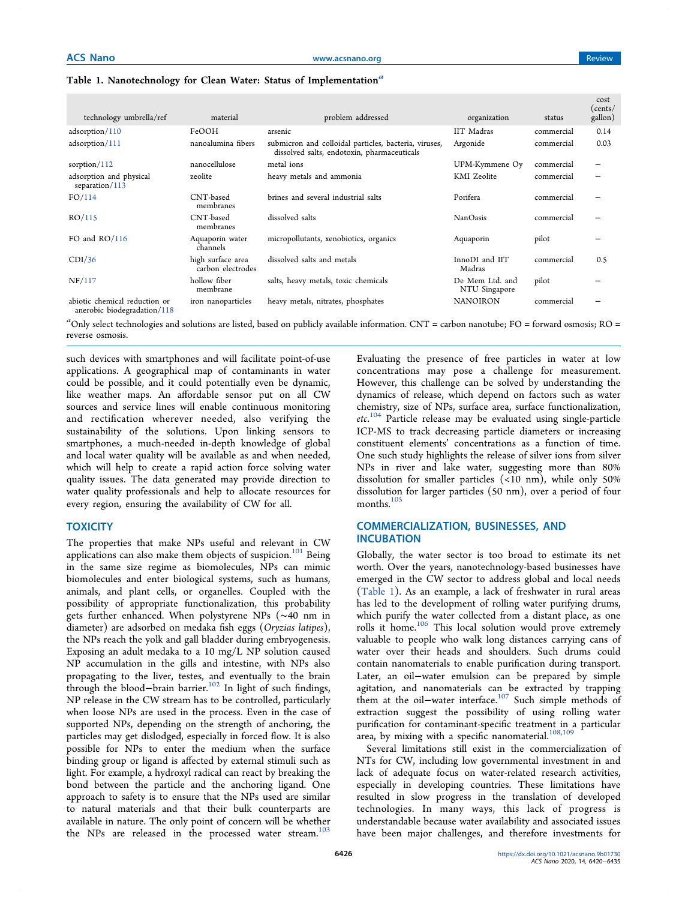**Table 1. Nanotechnology for Clean Water: Status of Implementation**[a]

| technology umbrella/ref | material | problem addressed | organization | status | cost (cents/gallon) |
|---|---|---|---|---|---|
| adsorption/110 | FeOOH | arsenic | IIT Madras | commercial | 0.14 |
| adsorption/111 | nanoalumina fibers | submicron and colloidal particles, bacteria, viruses, dissolved salts, endotoxin, pharmaceuticals | Argonide | commercial | 0.03 |
| sorption/112 | nanocellulose | metal ions | UPM-Kymmene Oy | commercial | – |
| adsorption and physical separation/113 | zeolite | heavy metals and ammonia | KMI Zeolite | commercial | – |
| FO/114 | CNT-based membranes | brines and several industrial salts | Porifera | commercial | – |
| RO/115 | CNT-based membranes | dissolved salts | NanOasis | commercial | – |
| FO and RO/116 | Aquaporin water channels | micropollutants, xenobiotics, organics | Aquaporin | pilot | – |
| CDI/36 | high surface area carbon electrodes | dissolved salts and metals | InnoDI and IIT Madras | commercial | 0.5 |
| NF/117 | hollow fiber membrane | salts, heavy metals, toxic chemicals | De Mem Ltd. and NTU Singapore | pilot | – |
| abiotic chemical reduction or anerobic biodegradation/118 | iron nanoparticles | heavy metals, nitrates, phosphates | NANOIRON | commercial | – |

[a]Only select technologies and solutions are listed, based on publicly available information. CNT = carbon nanotube; FO = forward osmosis; RO = reverse osmosis.

such devices with smartphones and will facilitate point-of-use applications. A geographical map of contaminants in water could be possible, and it could potentially even be dynamic, like weather maps. An affordable sensor put on all CW sources and service lines will enable continuous monitoring and rectification wherever needed, also verifying the sustainability of the solutions. Upon linking sensors to smartphones, a much-needed in-depth knowledge of global and local water quality will be available as and when needed, which will help to create a rapid action force solving water quality issues. The data generated may provide direction to water quality professionals and help to allocate resources for every region, ensuring the availability of CW for all.

## TOXICITY

The properties that make NPs useful and relevant in CW applications can also make them objects of suspicion.[101] Being in the same size regime as biomolecules, NPs can mimic biomolecules and enter biological systems, such as humans, animals, and plant cells, or organelles. Coupled with the possibility of appropriate functionalization, this probability gets further enhanced. When polystyrene NPs (~40 nm in diameter) are adsorbed on medaka fish eggs (*Oryzias latipes*), the NPs reach the yolk and gall bladder during embryogenesis. Exposing an adult medaka to a 10 mg/L NP solution caused NP accumulation in the gills and intestine, with NPs also propagating to the liver, testes, and eventually to the brain through the blood−brain barrier.[102] In light of such findings, NP release in the CW stream has to be controlled, particularly when loose NPs are used in the process. Even in the case of supported NPs, depending on the strength of anchoring, the particles may get dislodged, especially in forced flow. It is also possible for NPs to enter the medium when the surface binding group or ligand is affected by external stimuli such as light. For example, a hydroxyl radical can react by breaking the bond between the particle and the anchoring ligand. One approach to safety is to ensure that the NPs used are similar to natural materials and that their bulk counterparts are available in nature. The only point of concern will be whether the NPs are released in the processed water stream.[103]

Evaluating the presence of free particles in water at low concentrations may pose a challenge for measurement. However, this challenge can be solved by understanding the dynamics of release, which depend on factors such as water chemistry, size of NPs, surface area, surface functionalization, *etc.*[104] Particle release may be evaluated using single-particle ICP-MS to track decreasing particle diameters or increasing constituent elements' concentrations as a function of time. One such study highlights the release of silver ions from silver NPs in river and lake water, suggesting more than 80% dissolution for smaller particles (<10 nm), while only 50% dissolution for larger particles (50 nm), over a period of four months.[105]

## COMMERCIALIZATION, BUSINESSES, AND INCUBATION

Globally, the water sector is too broad to estimate its net worth. Over the years, nanotechnology-based businesses have emerged in the CW sector to address global and local needs (Table 1). As an example, a lack of freshwater in rural areas has led to the development of rolling water purifying drums, which purify the water collected from a distant place, as one rolls it home.[106] This local solution would prove extremely valuable to people who walk long distances carrying cans of water over their heads and shoulders. Such drums could contain nanomaterials to enable purification during transport. Later, an oil−water emulsion can be prepared by simple agitation, and nanomaterials can be extracted by trapping them at the oil−water interface.[107] Such simple methods of extraction suggest the possibility of using rolling water purification for contaminant-specific treatment in a particular area, by mixing with a specific nanomaterial.[108,109]

Several limitations still exist in the commercialization of NTs for CW, including low governmental investment in and lack of adequate focus on water-related research activities, especially in developing countries. These limitations have resulted in slow progress in the translation of developed technologies. In many ways, this lack of progress is understandable because water availability and associated issues have been major challenges, and therefore investments for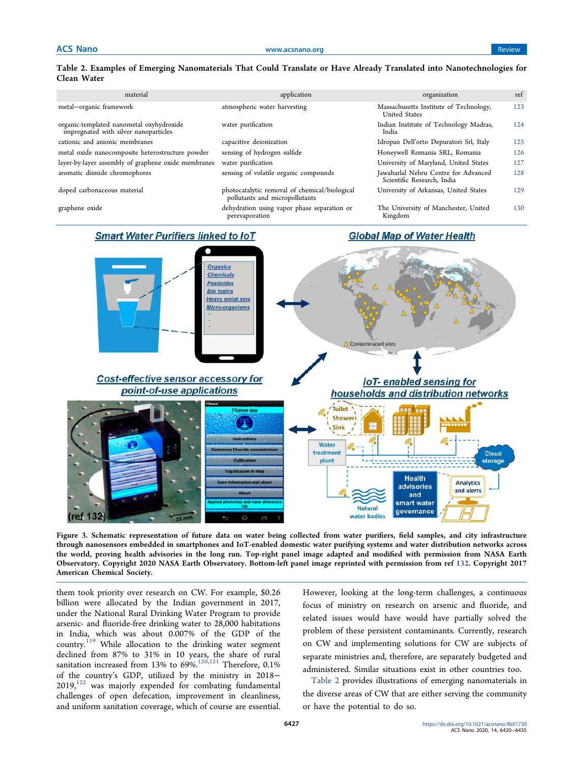**Table 2. Examples of Emerging Nanomaterials That Could Translate or Have Already Translated into Nanotechnologies for Clean Water**

| material | application | organization | ref |
|---|---|---|---|
| metal−organic framework | atmospheric water harvesting | Massachusetts Institute of Technology, United States | 123 |
| organic-templated nanometal oxyhydroxide impregnated with silver nanoparticles | water purification | Indian Institute of Technology Madras, India | 124 |
| cationic and anionic membranes | capacitive deionization | Idropan Dell'orto Depuratori Srl, Italy | 125 |
| metal oxide nanocomposite heterostructure powder | sensing of hydrogen sulfide | Honeywell Romania SRL, Romania | 126 |
| layer-by-layer assembly of graphene oxide membranes | water purification | University of Maryland, United States | 127 |
| aromatic diimide chromophores | sensing of volatile organic compounds | Jawaharlal Nehru Centre for Advanced Scientific Research, India | 128 |
| doped carbonaceous material | photocatalytic removal of chemical/biological pollutants and micropollutants | University of Arkansas, United States | 129 |
| graphene oxide | dehydration using vapor phase separation or perevaporation | The University of Manchester, United Kingdom | 130 |

**Figure 3.** Schematic representation of future data on water being collected from water purifiers, field samples, and city infrastructure through nanosensors embedded in smartphones and IoT-enabled domestic water purifying systems and water distribution networks across the world, proving health advisories in the long run. Top-right panel image adapted and modified with permission from NASA Earth Observatory. Copyright 2020 NASA Earth Observatory. Bottom-left panel image reprinted with permission from ref 132. Copyright 2017 American Chemical Society.

them took priority over research on CW. For example, $0.26 billion were allocated by the Indian government in 2017, under the National Rural Drinking Water Program to provide arsenic- and fluoride-free drinking water to 28,000 habitations in India, which was about 0.007% of the GDP of the country.[119] While allocation to the drinking water segment declined from 87% to 31% in 10 years, the share of rural sanitation increased from 13% to 69%.[120,121] Therefore, 0.1% of the country's GDP, utilized by the ministry in 2018−2019,[122] was majorly expended for combating fundamental challenges of open defecation, improvement in cleanliness, and uniform sanitation coverage, which of course are essential. However, looking at the long-term challenges, a continuous focus of ministry on research on arsenic and fluoride, and related issues would have would have partially solved the problem of these persistent contaminants. Currently, research on CW and implementing solutions for CW are subjects of separate ministries and, therefore, are separately budgeted and administered. Similar situations exist in other countries too.

Table 2 provides illustrations of emerging nanomaterials in the diverse areas of CW that are either serving the community or have the potential to do so.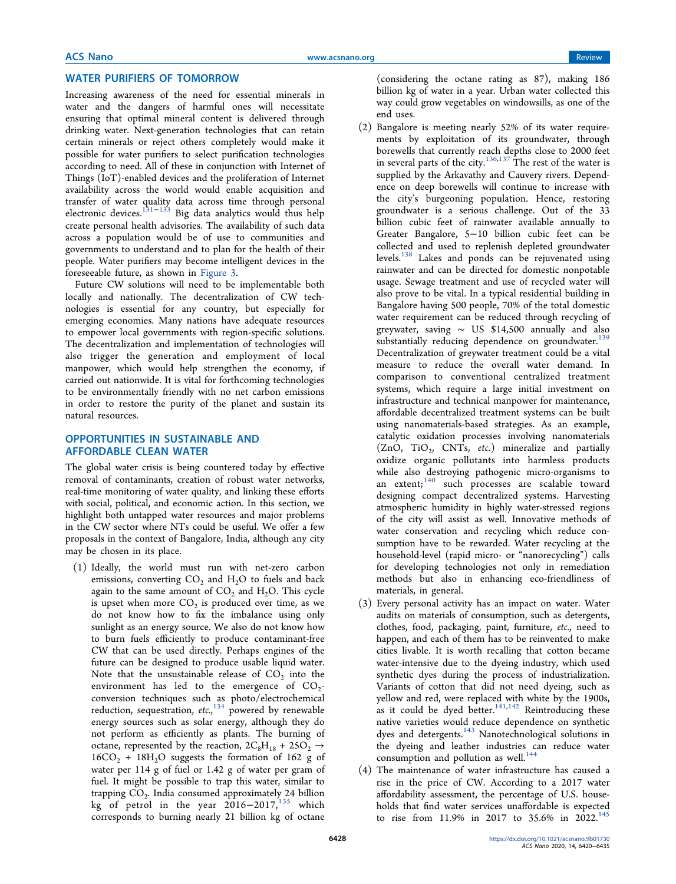## WATER PURIFIERS OF TOMORROW

Increasing awareness of the need for essential minerals in water and the dangers of harmful ones will necessitate ensuring that optimal mineral content is delivered through drinking water. Next-generation technologies that can retain certain minerals or reject others completely would make it possible for water purifiers to select purification technologies according to need. All of these in conjunction with Internet of Things (IoT)-enabled devices and the proliferation of Internet availability across the world would enable acquisition and transfer of water quality data across time through personal electronic devices.[131−133] Big data analytics would thus help create personal health advisories. The availability of such data across a population would be of use to communities and governments to understand and to plan for the health of their people. Water purifiers may become intelligent devices in the foreseeable future, as shown in Figure 3.

Future CW solutions will need to be implementable both locally and nationally. The decentralization of CW technologies is essential for any country, but especially for emerging economies. Many nations have adequate resources to empower local governments with region-specific solutions. The decentralization and implementation of technologies will also trigger the generation and employment of local manpower, which would help strengthen the economy, if carried out nationwide. It is vital for forthcoming technologies to be environmentally friendly with no net carbon emissions in order to restore the purity of the planet and sustain its natural resources.

## OPPORTUNITIES IN SUSTAINABLE AND AFFORDABLE CLEAN WATER

The global water crisis is being countered today by effective removal of contaminants, creation of robust water networks, real-time monitoring of water quality, and linking these efforts with social, political, and economic action. In this section, we highlight both untapped water resources and major problems in the CW sector where NTs could be useful. We offer a few proposals in the context of Bangalore, India, although any city may be chosen in its place.

(1) Ideally, the world must run with net-zero carbon emissions, converting $CO_2$ and $H_2O$ to fuels and back again to the same amount of $CO_2$ and $H_2O$. This cycle is upset when more $CO_2$ is produced over time, as we do not know how to fix the imbalance using only sunlight as an energy source. We also do not know how to burn fuels efficiently to produce contaminant-free CW that can be used directly. Perhaps engines of the future can be designed to produce usable liquid water. Note that the unsustainable release of $CO_2$ into the environment has led to the emergence of $CO_2$-conversion techniques such as photo/electrochemical reduction, sequestration, *etc.*,[134] powered by renewable energy sources such as solar energy, although they do not perform as efficiently as plants. The burning of octane, represented by the reaction, $2C_8H_{18} + 25O_2 \rightarrow 16CO_2 + 18H_2O$ suggests the formation of 162 g of water per 114 g of fuel or 1.42 g of water per gram of fuel. It might be possible to trap this water, similar to trapping $CO_2$. India consumed approximately 24 billion kg of petrol in the year 2016−2017,[135] which corresponds to burning nearly 21 billion kg of octane (considering the octane rating as 87), making 186 billion kg of water in a year. Urban water collected this way could grow vegetables on windowsills, as one of the end uses.

(2) Bangalore is meeting nearly 52% of its water requirements by exploitation of its groundwater, through borewells that currently reach depths close to 2000 feet in several parts of the city.[136,137] The rest of the water is supplied by the Arkavathy and Cauvery rivers. Dependence on deep borewells will continue to increase with the city's burgeoning population. Hence, restoring groundwater is a serious challenge. Out of the 33 billion cubic feet of rainwater available annually to Greater Bangalore, 5−10 billion cubic feet can be collected and used to replenish depleted groundwater levels.[138] Lakes and ponds can be rejuvenated using rainwater and can be directed for domestic nonpotable usage. Sewage treatment and use of recycled water will also prove to be vital. In a typical residential building in Bangalore having 500 people, 70% of the total domestic water requirement can be reduced through recycling of greywater, saving ∼ US $14,500 annually and also substantially reducing dependence on groundwater.[139] Decentralization of greywater treatment could be a vital measure to reduce the overall water demand. In comparison to conventional centralized treatment systems, which require a large initial investment on infrastructure and technical manpower for maintenance, affordable decentralized treatment systems can be built using nanomaterials-based strategies. As an example, catalytic oxidation processes involving nanomaterials (ZnO, $TiO_2$, CNTs, *etc.*) mineralize and partially oxidize organic pollutants into harmless products while also destroying pathogenic micro-organisms to an extent;[140] such processes are scalable toward designing compact decentralized systems. Harvesting atmospheric humidity in highly water-stressed regions of the city will assist as well. Innovative methods of water conservation and recycling which reduce consumption have to be rewarded. Water recycling at the household-level (rapid micro- or "nanorecycling") calls for developing technologies not only in remediation methods but also in enhancing eco-friendliness of materials, in general.

(3) Every personal activity has an impact on water. Water audits on materials of consumption, such as detergents, clothes, food, packaging, paint, furniture, *etc.*, need to happen, and each of them has to be reinvented to make cities livable. It is worth recalling that cotton became water-intensive due to the dyeing industry, which used synthetic dyes during the process of industrialization. Variants of cotton that did not need dyeing, such as yellow and red, were replaced with white by the 1900s, as it could be dyed better.[141,142] Reintroducing these native varieties would reduce dependence on synthetic dyes and detergents.[143] Nanotechnological solutions in the dyeing and leather industries can reduce water consumption and pollution as well.[144]

(4) The maintenance of water infrastructure has caused a rise in the price of CW. According to a 2017 water affordability assessment, the percentage of U.S. households that find water services unaffordable is expected to rise from 11.9% in 2017 to 35.6% in 2022.[145]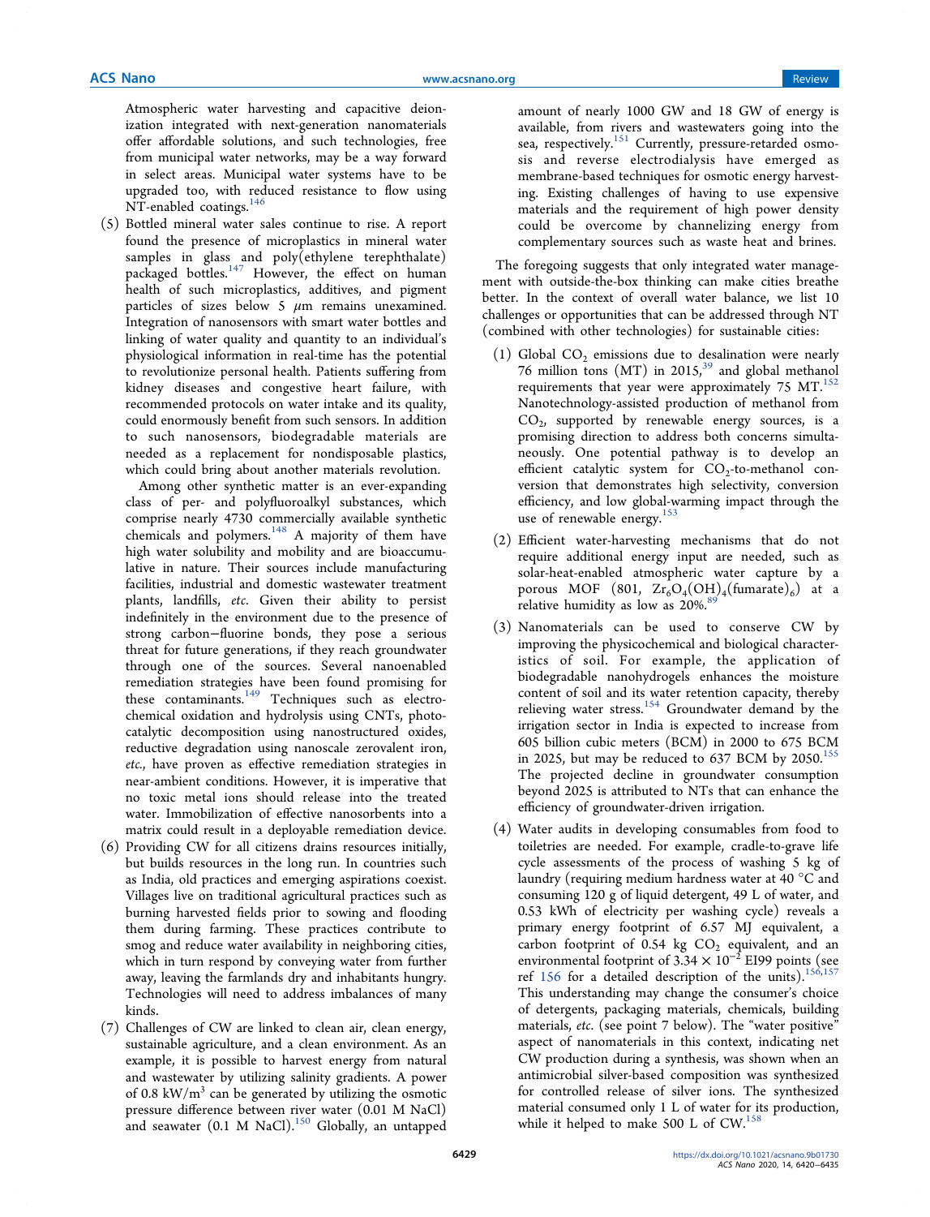Atmospheric water harvesting and capacitive deionization integrated with next-generation nanomaterials offer affordable solutions, and such technologies, free from municipal water networks, may be a way forward in select areas. Municipal water systems have to be upgraded too, with reduced resistance to flow using NT-enabled coatings.[146]

(5) Bottled mineral water sales continue to rise. A report found the presence of microplastics in mineral water samples in glass and poly(ethylene terephthalate) packaged bottles.[147] However, the effect on human health of such microplastics, additives, and pigment particles of sizes below 5 $\mu$m remains unexamined. Integration of nanosensors with smart water bottles and linking of water quality and quantity to an individual's physiological information in real-time has the potential to revolutionize personal health. Patients suffering from kidney diseases and congestive heart failure, with recommended protocols on water intake and its quality, could enormously benefit from such sensors. In addition to such nanosensors, biodegradable materials are needed as a replacement for nondisposable plastics, which could bring about another materials revolution.

Among other synthetic matter is an ever-expanding class of per- and polyfluoroalkyl substances, which comprise nearly 4730 commercially available synthetic chemicals and polymers.[148] A majority of them have high water solubility and mobility and are bioaccumulative in nature. Their sources include manufacturing facilities, industrial and domestic wastewater treatment plants, landfills, *etc*. Given their ability to persist indefinitely in the environment due to the presence of strong carbon−fluorine bonds, they pose a serious threat for future generations, if they reach groundwater through one of the sources. Several nanoenabled remediation strategies have been found promising for these contaminants.[149] Techniques such as electrochemical oxidation and hydrolysis using CNTs, photocatalytic decomposition using nanostructured oxides, reductive degradation using nanoscale zerovalent iron, *etc*., have proven as effective remediation strategies in near-ambient conditions. However, it is imperative that no toxic metal ions should release into the treated water. Immobilization of effective nanosorbents into a matrix could result in a deployable remediation device.

(6) Providing CW for all citizens drains resources initially, but builds resources in the long run. In countries such as India, old practices and emerging aspirations coexist. Villages live on traditional agricultural practices such as burning harvested fields prior to sowing and flooding them during farming. These practices contribute to smog and reduce water availability in neighboring cities, which in turn respond by conveying water from further away, leaving the farmlands dry and inhabitants hungry. Technologies will need to address imbalances of many kinds.

(7) Challenges of CW are linked to clean air, clean energy, sustainable agriculture, and a clean environment. As an example, it is possible to harvest energy from natural and wastewater by utilizing salinity gradients. A power of 0.8 kW/m$^3$ can be generated by utilizing the osmotic pressure difference between river water (0.01 M NaCl) and seawater (0.1 M NaCl).[150] Globally, an untapped amount of nearly 1000 GW and 18 GW of energy is available, from rivers and wastewaters going into the sea, respectively.[151] Currently, pressure-retarded osmosis and reverse electrodialysis have emerged as membrane-based techniques for osmotic energy harvesting. Existing challenges of having to use expensive materials and the requirement of high power density could be overcome by channelizing energy from complementary sources such as waste heat and brines.

The foregoing suggests that only integrated water management with outside-the-box thinking can make cities breathe better. In the context of overall water balance, we list 10 challenges or opportunities that can be addressed through NT (combined with other technologies) for sustainable cities:

(1) Global $CO_2$ emissions due to desalination were nearly 76 million tons (MT) in 2015,[39] and global methanol requirements that year were approximately 75 MT.[152] Nanotechnology-assisted production of methanol from $CO_2$, supported by renewable energy sources, is a promising direction to address both concerns simultaneously. One potential pathway is to develop an efficient catalytic system for $CO_2$-to-methanol conversion that demonstrates high selectivity, conversion efficiency, and low global-warming impact through the use of renewable energy.[153]

(2) Efficient water-harvesting mechanisms that do not require additional energy input are needed, such as solar-heat-enabled atmospheric water capture by a porous MOF (801, $Zr_6O_4(OH)_4(\text{fumarate})_6$) at a relative humidity as low as 20%.[89]

(3) Nanomaterials can be used to conserve CW by improving the physicochemical and biological characteristics of soil. For example, the application of biodegradable nanohydrogels enhances the moisture content of soil and its water retention capacity, thereby relieving water stress.[154] Groundwater demand by the irrigation sector in India is expected to increase from 605 billion cubic meters (BCM) in 2000 to 675 BCM in 2025, but may be reduced to 637 BCM by 2050.[155] The projected decline in groundwater consumption beyond 2025 is attributed to NTs that can enhance the efficiency of groundwater-driven irrigation.

(4) Water audits in developing consumables from food to toiletries are needed. For example, cradle-to-grave life cycle assessments of the process of washing 5 kg of laundry (requiring medium hardness water at 40 °C and consuming 120 g of liquid detergent, 49 L of water, and 0.53 kWh of electricity per washing cycle) reveals a primary energy footprint of 6.57 MJ equivalent, a carbon footprint of 0.54 kg $CO_2$ equivalent, and an environmental footprint of $3.34 \times 10^{-2}$ EI99 points (see ref 156 for a detailed description of the units).[156,157] This understanding may change the consumer's choice of detergents, packaging materials, chemicals, building materials, *etc*. (see point 7 below). The "water positive" aspect of nanomaterials in this context, indicating net CW production during a synthesis, was shown when an antimicrobial silver-based composition was synthesized for controlled release of silver ions. The synthesized material consumed only 1 L of water for its production, while it helped to make 500 L of CW.[158]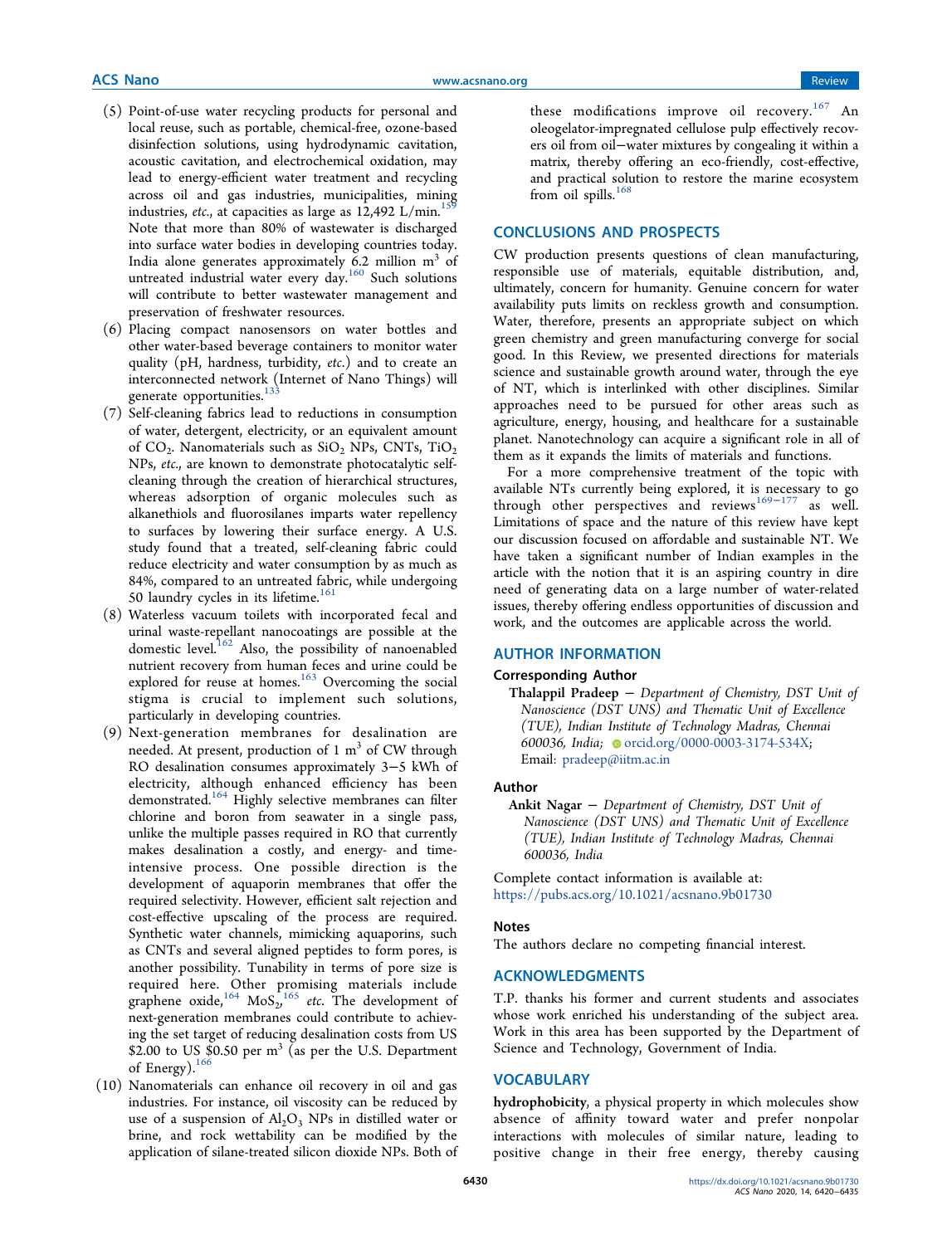(5) Point-of-use water recycling products for personal and local reuse, such as portable, chemical-free, ozone-based disinfection solutions, using hydrodynamic cavitation, acoustic cavitation, and electrochemical oxidation, may lead to energy-efficient water treatment and recycling across oil and gas industries, municipalities, mining industries, *etc.*, at capacities as large as 12,492 L/min.[159] Note that more than 80% of wastewater is discharged into surface water bodies in developing countries today. India alone generates approximately 6.2 million $m^3$ of untreated industrial water every day.[160] Such solutions will contribute to better wastewater management and preservation of freshwater resources.

(6) Placing compact nanosensors on water bottles and other water-based beverage containers to monitor water quality (pH, hardness, turbidity, *etc.*) and to create an interconnected network (Internet of Nano Things) will generate opportunities.[133]

(7) Self-cleaning fabrics lead to reductions in consumption of water, detergent, electricity, or an equivalent amount of $CO_2$. Nanomaterials such as $SiO_2$ NPs, CNTs, $TiO_2$ NPs, *etc.*, are known to demonstrate photocatalytic self-cleaning through the creation of hierarchical structures, whereas adsorption of organic molecules such as alkanethiols and fluorosilanes imparts water repellency to surfaces by lowering their surface energy. A U.S. study found that a treated, self-cleaning fabric could reduce electricity and water consumption by as much as 84%, compared to an untreated fabric, while undergoing 50 laundry cycles in its lifetime.[161]

(8) Waterless vacuum toilets with incorporated fecal and urinal waste-repellant nanocoatings are possible at the domestic level.[162] Also, the possibility of nanoenabled nutrient recovery from human feces and urine could be explored for reuse at homes.[163] Overcoming the social stigma is crucial to implement such solutions, particularly in developing countries.

(9) Next-generation membranes for desalination are needed. At present, production of 1 $m^3$ of CW through RO desalination consumes approximately 3−5 kWh of electricity, although enhanced efficiency has been demonstrated.[164] Highly selective membranes can filter chlorine and boron from seawater in a single pass, unlike the multiple passes required in RO that currently makes desalination a costly, and energy- and time-intensive process. One possible direction is the development of aquaporin membranes that offer the required selectivity. However, efficient salt rejection and cost-effective upscaling of the process are required. Synthetic water channels, mimicking aquaporins, such as CNTs and several aligned peptides to form pores, is another possibility. Tunability in terms of pore size is required here. Other promising materials include graphene oxide,[164] $MoS_2$,[165] *etc.* The development of next-generation membranes could contribute to achieving the set target of reducing desalination costs from US \$2.00 to US \$0.50 per $m^3$ (as per the U.S. Department of Energy).[166]

(10) Nanomaterials can enhance oil recovery in oil and gas industries. For instance, oil viscosity can be reduced by use of a suspension of $Al_2O_3$ NPs in distilled water or brine, and rock wettability can be modified by the application of silane-treated silicon dioxide NPs. Both of these modifications improve oil recovery.[167] An oleogelator-impregnated cellulose pulp effectively recovers oil from oil−water mixtures by congealing it within a matrix, thereby offering an eco-friendly, cost-effective, and practical solution to restore the marine ecosystem from oil spills.[168]

## CONCLUSIONS AND PROSPECTS

CW production presents questions of clean manufacturing, responsible use of materials, equitable distribution, and, ultimately, concern for humanity. Genuine concern for water availability puts limits on reckless growth and consumption. Water, therefore, presents an appropriate subject on which green chemistry and green manufacturing converge for social good. In this Review, we presented directions for materials science and sustainable growth around water, through the eye of NT, which is interlinked with other disciplines. Similar approaches need to be pursued for other areas such as agriculture, energy, housing, and healthcare for a sustainable planet. Nanotechnology can acquire a significant role in all of them as it expands the limits of materials and functions.

For a more comprehensive treatment of the topic with available NTs currently being explored, it is necessary to go through other perspectives and reviews[169−177] as well. Limitations of space and the nature of this review have kept our discussion focused on affordable and sustainable NT. We have taken a significant number of Indian examples in the article with the notion that it is an aspiring country in dire need of generating data on a large number of water-related issues, thereby offering endless opportunities of discussion and work, and the outcomes are applicable across the world.

## AUTHOR INFORMATION

### Corresponding Author

**Thalappil Pradeep** − *Department of Chemistry, DST Unit of Nanoscience (DST UNS) and Thematic Unit of Excellence (TUE), Indian Institute of Technology Madras, Chennai 600036, India;* orcid.org/0000-0003-3174-534X; Email: pradeep@iitm.ac.in

### Author

**Ankit Nagar** − *Department of Chemistry, DST Unit of Nanoscience (DST UNS) and Thematic Unit of Excellence (TUE), Indian Institute of Technology Madras, Chennai 600036, India*

Complete contact information is available at: https://pubs.acs.org/10.1021/acsnano.9b01730

### Notes

The authors declare no competing financial interest.

## ACKNOWLEDGMENTS

T.P. thanks his former and current students and associates whose work enriched his understanding of the subject area. Work in this area has been supported by the Department of Science and Technology, Government of India.

## VOCABULARY

**hydrophobicity**, a physical property in which molecules show absence of affinity toward water and prefer nonpolar interactions with molecules of similar nature, leading to positive change in their free energy, thereby causing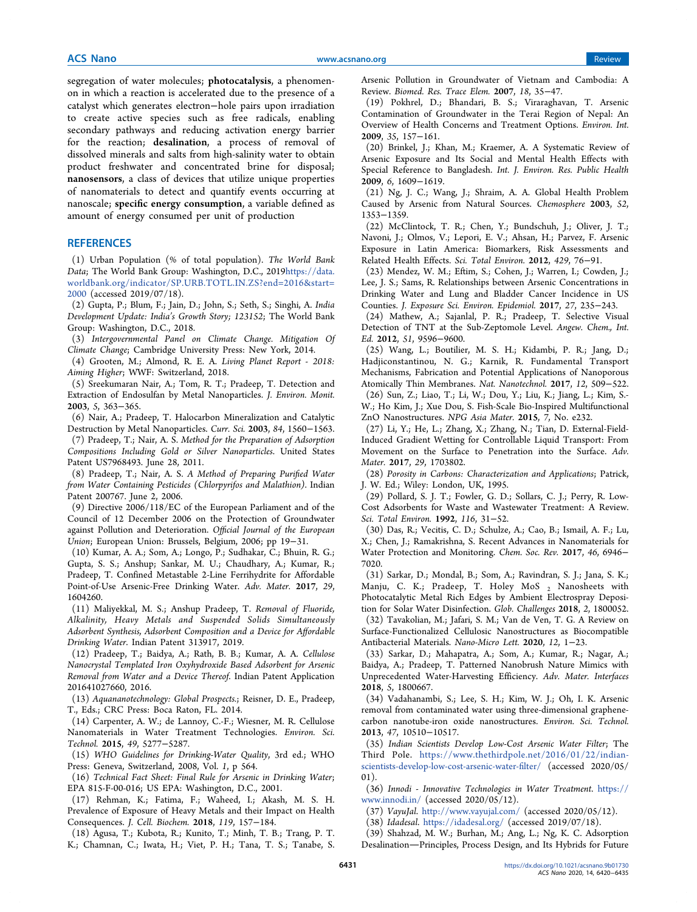segregation of water molecules; **photocatalysis**, a phenomenon in which a reaction is accelerated due to the presence of a catalyst which generates electron−hole pairs upon irradiation to create active species such as free radicals, enabling secondary pathways and reducing activation energy barrier for the reaction; **desalination**, a process of removal of dissolved minerals and salts from high-salinity water to obtain product freshwater and concentrated brine for disposal; **nanosensors**, a class of devices that utilize unique properties of nanomaterials to detect and quantify events occurring at nanoscale; **specific energy consumption**, a variable defined as amount of energy consumed per unit of production

## REFERENCES

(1) Urban Population (% of total population). *The World Bank Data*; The World Bank Group: Washington, D.C., 2019https://data.worldbank.org/indicator/SP.URB.TOTL.IN.ZS?end=2016&start=2000 (accessed 2019/07/18).

(2) Gupta, P.; Blum, F.; Jain, D.; John, S.; Seth, S.; Singhi, A. *India Development Update: India's Growth Story; 123152*; The World Bank Group: Washington, D.C., 2018.

(3) *Intergovernmental Panel on Climate Change. Mitigation Of Climate Change*; Cambridge University Press: New York, 2014.

(4) Grooten, M.; Almond, R. E. A. *Living Planet Report - 2018: Aiming Higher*; WWF: Switzerland, 2018.

(5) Sreekumaran Nair, A.; Tom, R. T.; Pradeep, T. Detection and Extraction of Endosulfan by Metal Nanoparticles. *J. Environ. Monit.* **2003**, *5*, 363−365.

(6) Nair, A.; Pradeep, T. Halocarbon Mineralization and Catalytic Destruction by Metal Nanoparticles. *Curr. Sci.* **2003**, *84*, 1560−1563.

(7) Pradeep, T.; Nair, A. S. *Method for the Preparation of Adsorption Compositions Including Gold or Silver Nanoparticles*. United States Patent US7968493. June 28, 2011.

(8) Pradeep, T.; Nair, A. S. *A Method of Preparing Purified Water from Water Containing Pesticides (Chlorpyrifos and Malathion)*. Indian Patent 200767. June 2, 2006.

(9) Directive 2006/118/EC of the European Parliament and of the Council of 12 December 2006 on the Protection of Groundwater against Pollution and Deterioration. *Official Journal of the European Union*; European Union: Brussels, Belgium, 2006; pp 19−31.

(10) Kumar, A. A.; Som, A.; Longo, P.; Sudhakar, C.; Bhuin, R. G.; Gupta, S. S.; Anshup; Sankar, M. U.; Chaudhary, A.; Kumar, R.; Pradeep, T. Confined Metastable 2-Line Ferrihydrite for Affordable Point-of-Use Arsenic-Free Drinking Water. *Adv. Mater.* **2017**, *29*, 1604260.

(11) Maliyekkal, M. S.; Anshup Pradeep, T. *Removal of Fluoride, Alkalinity, Heavy Metals and Suspended Solids Simultaneously Adsorbent Synthesis, Adsorbent Composition and a Device for Affordable Drinking Water*. Indian Patent 313917, 2019.

(12) Pradeep, T.; Baidya, A.; Rath, B. B.; Kumar, A. A. *Cellulose Nanocrystal Templated Iron Oxyhydroxide Based Adsorbent for Arsenic Removal from Water and a Device Thereof*. Indian Patent Application 201641027660, 2016.

(13) *Aquananotechnology: Global Prospects.*; Reisner, D. E., Pradeep, T., Eds.; CRC Press: Boca Raton, FL. 2014.

(14) Carpenter, A. W.; de Lannoy, C.-F.; Wiesner, M. R. Cellulose Nanomaterials in Water Treatment Technologies. *Environ. Sci. Technol.* **2015**, *49*, 5277−5287.

(15) *WHO Guidelines for Drinking-Water Quality*, 3rd ed.; WHO Press: Geneva, Switzerland, 2008, Vol. *1*, p 564.

(16) *Technical Fact Sheet: Final Rule for Arsenic in Drinking Water*; EPA 815-F-00-016; US EPA: Washington, D.C., 2001.

(17) Rehman, K.; Fatima, F.; Waheed, I.; Akash, M. S. H. Prevalence of Exposure of Heavy Metals and their Impact on Health Consequences. *J. Cell. Biochem.* **2018**, *119*, 157−184.

(18) Agusa, T.; Kubota, R.; Kunito, T.; Minh, T. B.; Trang, P. T. K.; Chamnan, C.; Iwata, H.; Viet, P. H.; Tana, T. S.; Tanabe, S. Arsenic Pollution in Groundwater of Vietnam and Cambodia: A Review. *Biomed. Res. Trace Elem.* **2007**, *18*, 35−47.

(19) Pokhrel, D.; Bhandari, B. S.; Viraraghavan, T. Arsenic Contamination of Groundwater in the Terai Region of Nepal: An Overview of Health Concerns and Treatment Options. *Environ. Int.* **2009**, *35*, 157−161.

(20) Brinkel, J.; Khan, M.; Kraemer, A. A Systematic Review of Arsenic Exposure and Its Social and Mental Health Effects with Special Reference to Bangladesh. *Int. J. Environ. Res. Public Health* **2009**, *6*, 1609−1619.

(21) Ng, J. C.; Wang, J.; Shraim, A. A. Global Health Problem Caused by Arsenic from Natural Sources. *Chemosphere* **2003**, *52*, 1353−1359.

(22) McClintock, T. R.; Chen, Y.; Bundschuh, J.; Oliver, J. T.; Navoni, J.; Olmos, V.; Lepori, E. V.; Ahsan, H.; Parvez, F. Arsenic Exposure in Latin America: Biomarkers, Risk Assessments and Related Health Effects. *Sci. Total Environ.* **2012**, *429*, 76−91.

(23) Mendez, W. M.; Eftim, S.; Cohen, J.; Warren, I.; Cowden, J.; Lee, J. S.; Sams, R. Relationships between Arsenic Concentrations in Drinking Water and Lung and Bladder Cancer Incidence in US Counties. *J. Exposure Sci. Environ. Epidemiol.* **2017**, *27*, 235−243.

(24) Mathew, A.; Sajanlal, P. R.; Pradeep, T. Selective Visual Detection of TNT at the Sub-Zeptomole Level. *Angew. Chem., Int. Ed.* **2012**, *51*, 9596−9600.

(25) Wang, L.; Boutilier, M. S. H.; Kidambi, P. R.; Jang, D.; Hadjiconstantinou, N. G.; Karnik, R. Fundamental Transport Mechanisms, Fabrication and Potential Applications of Nanoporous Atomically Thin Membranes. *Nat. Nanotechnol.* **2017**, *12*, 509−522.

(26) Sun, Z.; Liao, T.; Li, W.; Dou, Y.; Liu, K.; Jiang, L.; Kim, S.-W.; Ho Kim, J.; Xue Dou, S. Fish-Scale Bio-Inspired Multifunctional ZnO Nanostructures. *NPG Asia Mater.* **2015**, *7*, No. e232.

(27) Li, Y.; He, L.; Zhang, X.; Zhang, N.; Tian, D. External-Field-Induced Gradient Wetting for Controllable Liquid Transport: From Movement on the Surface to Penetration into the Surface. *Adv. Mater.* **2017**, *29*, 1703802.

(28) *Porosity in Carbons: Characterization and Applications*; Patrick, J. W. Ed.; Wiley: London, UK, 1995.

(29) Pollard, S. J. T.; Fowler, G. D.; Sollars, C. J.; Perry, R. Low-Cost Adsorbents for Waste and Wastewater Treatment: A Review. *Sci. Total Environ.* **1992**, *116*, 31−52.

(30) Das, R.; Vecitis, C. D.; Schulze, A.; Cao, B.; Ismail, A. F.; Lu, X.; Chen, J.; Ramakrishna, S. Recent Advances in Nanomaterials for Water Protection and Monitoring. *Chem. Soc. Rev.* **2017**, *46*, 6946−7020.

(31) Sarkar, D.; Mondal, B.; Som, A.; Ravindran, S. J.; Jana, S. K.; Manju, C. K.; Pradeep, T. Holey $MoS_2$ Nanosheets with Photocatalytic Metal Rich Edges by Ambient Electrospray Deposition for Solar Water Disinfection. *Glob. Challenges* **2018**, *2*, 1800052.

(32) Tavakolian, M.; Jafari, S. M.; Van de Ven, T. G. A Review on Surface-Functionalized Cellulosic Nanostructures as Biocompatible Antibacterial Materials. *Nano-Micro Lett.* **2020**, *12*, 1−23.

(33) Sarkar, D.; Mahapatra, A.; Som, A.; Kumar, R.; Nagar, A.; Baidya, A.; Pradeep, T. Patterned Nanobrush Nature Mimics with Unprecedented Water-Harvesting Efficiency. *Adv. Mater. Interfaces* **2018**, *5*, 1800667.

(34) Vadahanambi, S.; Lee, S. H.; Kim, W. J.; Oh, I. K. Arsenic removal from contaminated water using three-dimensional graphene-carbon nanotube-iron oxide nanostructures. *Environ. Sci. Technol.* **2013**, *47*, 10510−10517.

(35) *Indian Scientists Develop Low-Cost Arsenic Water Filter*; The Third Pole. https://www.thethirdpole.net/2016/01/22/indian-scientists-develop-low-cost-arsenic-water-filter/ (accessed 2020/05/01).

(36) *Innodi - Innovative Technologies in Water Treatment*. https://www.innodi.in/ (accessed 2020/05/12).

(37) *VayuJal*. http://www.vayujal.com/ (accessed 2020/05/12).

(38) *Idadesal*. https://idadesal.org/ (accessed 2019/07/18).

(39) Shahzad, M. W.; Burhan, M.; Ang, L.; Ng, K. C. Adsorption Desalination—Principles, Process Design, and Its Hybrids for Future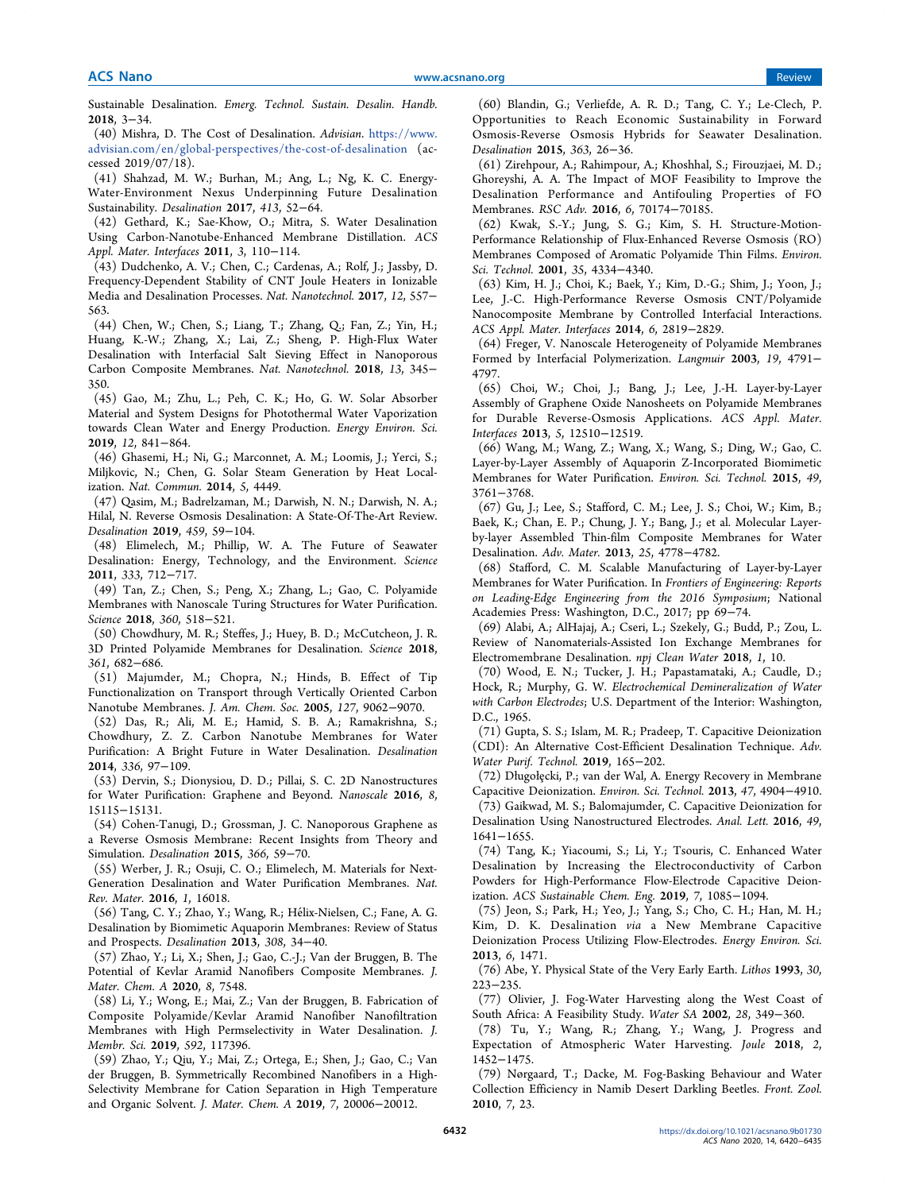Sustainable Desalination. *Emerg. Technol. Sustain. Desalin. Handb.* **2018**, 3−34.

(40) Mishra, D. The Cost of Desalination. *Advisian*. https://www.advisian.com/en/global-perspectives/the-cost-of-desalination (accessed 2019/07/18).

(41) Shahzad, M. W.; Burhan, M.; Ang, L.; Ng, K. C. Energy-Water-Environment Nexus Underpinning Future Desalination Sustainability. *Desalination* **2017**, *413*, 52−64.

(42) Gethard, K.; Sae-Khow, O.; Mitra, S. Water Desalination Using Carbon-Nanotube-Enhanced Membrane Distillation. *ACS Appl. Mater. Interfaces* **2011**, *3*, 110−114.

(43) Dudchenko, A. V.; Chen, C.; Cardenas, A.; Rolf, J.; Jassby, D. Frequency-Dependent Stability of CNT Joule Heaters in Ionizable Media and Desalination Processes. *Nat. Nanotechnol.* **2017**, *12*, 557−563.

(44) Chen, W.; Chen, S.; Liang, T.; Zhang, Q.; Fan, Z.; Yin, H.; Huang, K.-W.; Zhang, X.; Lai, Z.; Sheng, P. High-Flux Water Desalination with Interfacial Salt Sieving Effect in Nanoporous Carbon Composite Membranes. *Nat. Nanotechnol.* **2018**, *13*, 345−350.

(45) Gao, M.; Zhu, L.; Peh, C. K.; Ho, G. W. Solar Absorber Material and System Designs for Photothermal Water Vaporization towards Clean Water and Energy Production. *Energy Environ. Sci.* **2019**, *12*, 841−864.

(46) Ghasemi, H.; Ni, G.; Marconnet, A. M.; Loomis, J.; Yerci, S.; Miljkovic, N.; Chen, G. Solar Steam Generation by Heat Localization. *Nat. Commun.* **2014**, *5*, 4449.

(47) Qasim, M.; Badrelzaman, M.; Darwish, N. N.; Darwish, N. A.; Hilal, N. Reverse Osmosis Desalination: A State-Of-The-Art Review. *Desalination* **2019**, *459*, 59−104.

(48) Elimelech, M.; Phillip, W. A. The Future of Seawater Desalination: Energy, Technology, and the Environment. *Science* **2011**, *333*, 712−717.

(49) Tan, Z.; Chen, S.; Peng, X.; Zhang, L.; Gao, C. Polyamide Membranes with Nanoscale Turing Structures for Water Purification. *Science* **2018**, *360*, 518−521.

(50) Chowdhury, M. R.; Steffes, J.; Huey, B. D.; McCutcheon, J. R. 3D Printed Polyamide Membranes for Desalination. *Science* **2018**, *361*, 682−686.

(51) Majumder, M.; Chopra, N.; Hinds, B. Effect of Tip Functionalization on Transport through Vertically Oriented Carbon Nanotube Membranes. *J. Am. Chem. Soc.* **2005**, *127*, 9062−9070.

(52) Das, R.; Ali, M. E.; Hamid, S. B. A.; Ramakrishna, S.; Chowdhury, Z. Z. Carbon Nanotube Membranes for Water Purification: A Bright Future in Water Desalination. *Desalination* **2014**, *336*, 97−109.

(53) Dervin, S.; Dionysiou, D. D.; Pillai, S. C. 2D Nanostructures for Water Purification: Graphene and Beyond. *Nanoscale* **2016**, *8*, 15115−15131.

(54) Cohen-Tanugi, D.; Grossman, J. C. Nanoporous Graphene as a Reverse Osmosis Membrane: Recent Insights from Theory and Simulation. *Desalination* **2015**, *366*, 59−70.

(55) Werber, J. R.; Osuji, C. O.; Elimelech, M. Materials for Next-Generation Desalination and Water Purification Membranes. *Nat. Rev. Mater.* **2016**, *1*, 16018.

(56) Tang, C. Y.; Zhao, Y.; Wang, R.; Hélix-Nielsen, C.; Fane, A. G. Desalination by Biomimetic Aquaporin Membranes: Review of Status and Prospects. *Desalination* **2013**, *308*, 34−40.

(57) Zhao, Y.; Li, X.; Shen, J.; Gao, C.-J.; Van der Bruggen, B. The Potential of Kevlar Aramid Nanofibers Composite Membranes. *J. Mater. Chem. A* **2020**, *8*, 7548.

(58) Li, Y.; Wong, E.; Mai, Z.; Van der Bruggen, B. Fabrication of Composite Polyamide/Kevlar Aramid Nanofiber Nanofiltration Membranes with High Permselectivity in Water Desalination. *J. Membr. Sci.* **2019**, *592*, 117396.

(59) Zhao, Y.; Qiu, Y.; Mai, Z.; Ortega, E.; Shen, J.; Gao, C.; Van der Bruggen, B. Symmetrically Recombined Nanofibers in a High-Selectivity Membrane for Cation Separation in High Temperature and Organic Solvent. *J. Mater. Chem. A* **2019**, *7*, 20006−20012.

(60) Blandin, G.; Verliefde, A. R. D.; Tang, C. Y.; Le-Clech, P. Opportunities to Reach Economic Sustainability in Forward Osmosis-Reverse Osmosis Hybrids for Seawater Desalination. *Desalination* **2015**, *363*, 26−36.

(61) Zirehpour, A.; Rahimpour, A.; Khoshhal, S.; Firouzjaei, M. D.; Ghoreyshi, A. A. The Impact of MOF Feasibility to Improve the Desalination Performance and Antifouling Properties of FO Membranes. *RSC Adv.* **2016**, *6*, 70174−70185.

(62) Kwak, S.-Y.; Jung, S. G.; Kim, S. H. Structure-Motion-Performance Relationship of Flux-Enhanced Reverse Osmosis (RO) Membranes Composed of Aromatic Polyamide Thin Films. *Environ. Sci. Technol.* **2001**, *35*, 4334−4340.

(63) Kim, H. J.; Choi, K.; Baek, Y.; Kim, D.-G.; Shim, J.; Yoon, J.; Lee, J.-C. High-Performance Reverse Osmosis CNT/Polyamide Nanocomposite Membrane by Controlled Interfacial Interactions. *ACS Appl. Mater. Interfaces* **2014**, *6*, 2819−2829.

(64) Freger, V. Nanoscale Heterogeneity of Polyamide Membranes Formed by Interfacial Polymerization. *Langmuir* **2003**, *19*, 4791−4797.

(65) Choi, W.; Choi, J.; Bang, J.; Lee, J.-H. Layer-by-Layer Assembly of Graphene Oxide Nanosheets on Polyamide Membranes for Durable Reverse-Osmosis Applications. *ACS Appl. Mater. Interfaces* **2013**, *5*, 12510−12519.

(66) Wang, M.; Wang, Z.; Wang, X.; Wang, S.; Ding, W.; Gao, C. Layer-by-Layer Assembly of Aquaporin Z-Incorporated Biomimetic Membranes for Water Purification. *Environ. Sci. Technol.* **2015**, *49*, 3761−3768.

(67) Gu, J.; Lee, S.; Stafford, C. M.; Lee, J. S.; Choi, W.; Kim, B.; Baek, K.; Chan, E. P.; Chung, J. Y.; Bang, J.; et al. Molecular Layer-by-layer Assembled Thin-film Composite Membranes for Water Desalination. *Adv. Mater.* **2013**, *25*, 4778−4782.

(68) Stafford, C. M. Scalable Manufacturing of Layer-by-Layer Membranes for Water Purification. In *Frontiers of Engineering: Reports on Leading-Edge Engineering from the 2016 Symposium*; National Academies Press: Washington, D.C., 2017; pp 69−74.

(69) Alabi, A.; AlHajaj, A.; Cseri, L.; Szekely, G.; Budd, P.; Zou, L. Review of Nanomaterials-Assisted Ion Exchange Membranes for Electromembrane Desalination. *npj Clean Water* **2018**, *1*, 10.

(70) Wood, E. N.; Tucker, J. H.; Papastamataki, A.; Caudle, D.; Hock, R.; Murphy, G. W. *Electrochemical Demineralization of Water with Carbon Electrodes*; U.S. Department of the Interior: Washington, D.C., 1965.

(71) Gupta, S. S.; Islam, M. R.; Pradeep, T. Capacitive Deionization (CDI): An Alternative Cost-Efficient Desalination Technique. *Adv. Water Purif. Technol.* **2019**, 165−202.

(72) Długołęcki, P.; van der Wal, A. Energy Recovery in Membrane Capacitive Deionization. *Environ. Sci. Technol.* **2013**, *47*, 4904−4910.

(73) Gaikwad, M. S.; Balomajumder, C. Capacitive Deionization for Desalination Using Nanostructured Electrodes. *Anal. Lett.* **2016**, *49*, 1641−1655.

(74) Tang, K.; Yiacoumi, S.; Li, Y.; Tsouris, C. Enhanced Water Desalination by Increasing the Electroconductivity of Carbon Powders for High-Performance Flow-Electrode Capacitive Deionization. *ACS Sustainable Chem. Eng.* **2019**, *7*, 1085−1094.

(75) Jeon, S.; Park, H.; Yeo, J.; Yang, S.; Cho, C. H.; Han, M. H.; Kim, D. K. Desalination *via* a New Membrane Capacitive Deionization Process Utilizing Flow-Electrodes. *Energy Environ. Sci.* **2013**, *6*, 1471.

(76) Abe, Y. Physical State of the Very Early Earth. *Lithos* **1993**, *30*, 223−235.

(77) Olivier, J. Fog-Water Harvesting along the West Coast of South Africa: A Feasibility Study. *Water SA* **2002**, *28*, 349−360.

(78) Tu, Y.; Wang, R.; Zhang, Y.; Wang, J. Progress and Expectation of Atmospheric Water Harvesting. *Joule* **2018**, *2*, 1452−1475.

(79) Nørgaard, T.; Dacke, M. Fog-Basking Behaviour and Water Collection Efficiency in Namib Desert Darkling Beetles. *Front. Zool.* **2010**, *7*, 23.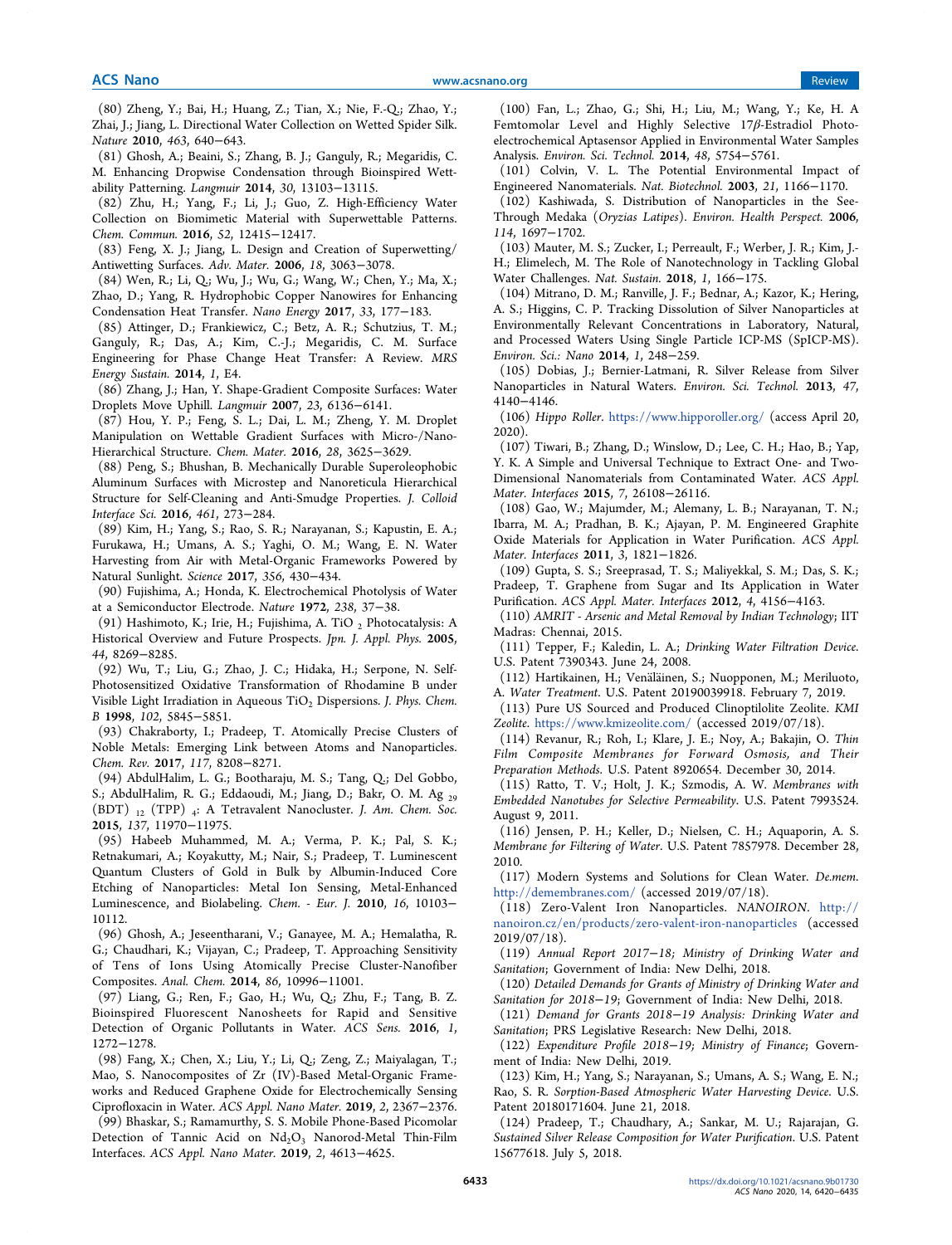(80) Zheng, Y.; Bai, H.; Huang, Z.; Tian, X.; Nie, F.-Q.; Zhao, Y.; Zhai, J.; Jiang, L. Directional Water Collection on Wetted Spider Silk. *Nature* **2010**, *463*, 640−643.

(81) Ghosh, A.; Beaini, S.; Zhang, B. J.; Ganguly, R.; Megaridis, C. M. Enhancing Dropwise Condensation through Bioinspired Wettability Patterning. *Langmuir* **2014**, *30*, 13103−13115.

(82) Zhu, H.; Yang, F.; Li, J.; Guo, Z. High-Efficiency Water Collection on Biomimetic Material with Superwettable Patterns. *Chem. Commun.* **2016**, *52*, 12415−12417.

(83) Feng, X. J.; Jiang, L. Design and Creation of Superwetting/Antiwetting Surfaces. *Adv. Mater.* **2006**, *18*, 3063−3078.

(84) Wen, R.; Li, Q.; Wu, J.; Wu, G.; Wang, W.; Chen, Y.; Ma, X.; Zhao, D.; Yang, R. Hydrophobic Copper Nanowires for Enhancing Condensation Heat Transfer. *Nano Energy* **2017**, *33*, 177−183.

(85) Attinger, D.; Frankiewicz, C.; Betz, A. R.; Schutzius, T. M.; Ganguly, R.; Das, A.; Kim, C.-J.; Megaridis, C. M. Surface Engineering for Phase Change Heat Transfer: A Review. *MRS Energy Sustain.* **2014**, *1*, E4.

(86) Zhang, J.; Han, Y. Shape-Gradient Composite Surfaces: Water Droplets Move Uphill. *Langmuir* **2007**, *23*, 6136−6141.

(87) Hou, Y. P.; Feng, S. L.; Dai, L. M.; Zheng, Y. M. Droplet Manipulation on Wettable Gradient Surfaces with Micro-/Nano-Hierarchical Structure. *Chem. Mater.* **2016**, *28*, 3625−3629.

(88) Peng, S.; Bhushan, B. Mechanically Durable Superoleophobic Aluminum Surfaces with Microstep and Nanoreticula Hierarchical Structure for Self-Cleaning and Anti-Smudge Properties. *J. Colloid Interface Sci.* **2016**, *461*, 273−284.

(89) Kim, H.; Yang, S.; Rao, S. R.; Narayanan, S.; Kapustin, E. A.; Furukawa, H.; Umans, A. S.; Yaghi, O. M.; Wang, E. N. Water Harvesting from Air with Metal-Organic Frameworks Powered by Natural Sunlight. *Science* **2017**, *356*, 430−434.

(90) Fujishima, A.; Honda, K. Electrochemical Photolysis of Water at a Semiconductor Electrode. *Nature* **1972**, *238*, 37−38.

(91) Hashimoto, K.; Irie, H.; Fujishima, A. $TiO_2$ Photocatalysis: A Historical Overview and Future Prospects. *Jpn. J. Appl. Phys.* **2005**, *44*, 8269−8285.

(92) Wu, T.; Liu, G.; Zhao, J. C.; Hidaka, H.; Serpone, N. Self-Photosensitized Oxidative Transformation of Rhodamine B under Visible Light Irradiation in Aqueous $TiO_2$ Dispersions. *J. Phys. Chem. B* **1998**, *102*, 5845−5851.

(93) Chakraborty, I.; Pradeep, T. Atomically Precise Clusters of Noble Metals: Emerging Link between Atoms and Nanoparticles. *Chem. Rev.* **2017**, *117*, 8208−8271.

(94) AbdulHalim, L. G.; Bootharaju, M. S.; Tang, Q.; Del Gobbo, S.; AbdulHalim, R. G.; Eddaoudi, M.; Jiang, D.; Bakr, O. M. $Ag_{29}(BDT)_{12}(TPP)_4$: A Tetravalent Nanocluster. *J. Am. Chem. Soc.* **2015**, *137*, 11970−11975.

(95) Habeeb Muhammed, M. A.; Verma, P. K.; Pal, S. K.; Retnakumari, A.; Koyakutty, M.; Nair, S.; Pradeep, T. Luminescent Quantum Clusters of Gold in Bulk by Albumin-Induced Core Etching of Nanoparticles: Metal Ion Sensing, Metal-Enhanced Luminescence, and Biolabeling. *Chem. - Eur. J.* **2010**, *16*, 10103−10112.

(96) Ghosh, A.; Jeseentharani, V.; Ganayee, M. A.; Hemalatha, R. G.; Chaudhari, K.; Vijayan, C.; Pradeep, T. Approaching Sensitivity of Tens of Ions Using Atomically Precise Cluster-Nanofiber Composites. *Anal. Chem.* **2014**, *86*, 10996−11001.

(97) Liang, G.; Ren, F.; Gao, H.; Wu, Q.; Zhu, F.; Tang, B. Z. Bioinspired Fluorescent Nanosheets for Rapid and Sensitive Detection of Organic Pollutants in Water. *ACS Sens.* **2016**, *1*, 1272−1278.

(98) Fang, X.; Chen, X.; Liu, Y.; Li, Q.; Zeng, Z.; Maiyalagan, T.; Mao, S. Nanocomposites of Zr (IV)-Based Metal-Organic Frameworks and Reduced Graphene Oxide for Electrochemically Sensing Ciprofloxacin in Water. *ACS Appl. Nano Mater.* **2019**, *2*, 2367−2376.

(99) Bhaskar, S.; Ramamurthy, S. S. Mobile Phone-Based Picomolar Detection of Tannic Acid on $Nd_2O_3$ Nanorod-Metal Thin-Film Interfaces. *ACS Appl. Nano Mater.* **2019**, *2*, 4613−4625.

(100) Fan, L.; Zhao, G.; Shi, H.; Liu, M.; Wang, Y.; Ke, H. A Femtomolar Level and Highly Selective 17$\beta$-Estradiol Photoelectrochemical Aptasensor Applied in Environmental Water Samples Analysis. *Environ. Sci. Technol.* **2014**, *48*, 5754−5761.

(101) Colvin, V. L. The Potential Environmental Impact of Engineered Nanomaterials. *Nat. Biotechnol.* **2003**, *21*, 1166−1170.

(102) Kashiwada, S. Distribution of Nanoparticles in the See-Through Medaka (*Oryzias Latipes*). *Environ. Health Perspect.* **2006**, *114*, 1697−1702.

(103) Mauter, M. S.; Zucker, I.; Perreault, F.; Werber, J. R.; Kim, J.-H.; Elimelech, M. The Role of Nanotechnology in Tackling Global Water Challenges. *Nat. Sustain.* **2018**, *1*, 166−175.

(104) Mitrano, D. M.; Ranville, J. F.; Bednar, A.; Kazor, K.; Hering, A. S.; Higgins, C. P. Tracking Dissolution of Silver Nanoparticles at Environmentally Relevant Concentrations in Laboratory, Natural, and Processed Waters Using Single Particle ICP-MS (SpICP-MS). *Environ. Sci.: Nano* **2014**, *1*, 248−259.

(105) Dobias, J.; Bernier-Latmani, R. Silver Release from Silver Nanoparticles in Natural Waters. *Environ. Sci. Technol.* **2013**, *47*, 4140−4146.

(106) *Hippo Roller*. https://www.hipporoller.org/ (access April 20, 2020).

(107) Tiwari, B.; Zhang, D.; Winslow, D.; Lee, C. H.; Hao, B.; Yap, Y. K. A Simple and Universal Technique to Extract One- and Two-Dimensional Nanomaterials from Contaminated Water. *ACS Appl. Mater. Interfaces* **2015**, *7*, 26108−26116.

(108) Gao, W.; Majumder, M.; Alemany, L. B.; Narayanan, T. N.; Ibarra, M. A.; Pradhan, B. K.; Ajayan, P. M. Engineered Graphite Oxide Materials for Application in Water Purification. *ACS Appl. Mater. Interfaces* **2011**, *3*, 1821−1826.

(109) Gupta, S. S.; Sreeprasad, T. S.; Maliyekkal, S. M.; Das, S. K.; Pradeep, T. Graphene from Sugar and Its Application in Water Purification. *ACS Appl. Mater. Interfaces* **2012**, *4*, 4156−4163.

(110) *AMRIT - Arsenic and Metal Removal by Indian Technology*; IIT Madras: Chennai, 2015.

(111) Tepper, F.; Kaledin, L. A.; *Drinking Water Filtration Device*. U.S. Patent 7390343. June 24, 2008.

(112) Hartikainen, H.; Venäläinen, S.; Nuopponen, M.; Meriluoto, A. *Water Treatment*. U.S. Patent 20190039918. February 7, 2019.

(113) Pure US Sourced and Produced Clinoptilolite Zeolite. *KMI Zeolite*. https://www.kmizeolite.com/ (accessed 2019/07/18).

(114) Revanur, R.; Roh, I.; Klare, J. E.; Noy, A.; Bakajin, O. *Thin Film Composite Membranes for Forward Osmosis, and Their Preparation Methods*. U.S. Patent 8920654. December 30, 2014.

(115) Ratto, T. V.; Holt, J. K.; Szmodis, A. W. *Membranes with Embedded Nanotubes for Selective Permeability*. U.S. Patent 7993524. August 9, 2011.

(116) Jensen, P. H.; Keller, D.; Nielsen, C. H.; Aquaporin, A. S. *Membrane for Filtering of Water*. U.S. Patent 7857978. December 28, 2010.

(117) Modern Systems and Solutions for Clean Water. *De.mem.* http://demembranes.com/ (accessed 2019/07/18).

(118) Zero-Valent Iron Nanoparticles. *NANOIRON*. http://nanoiron.cz/en/products/zero-valent-iron-nanoparticles (accessed 2019/07/18).

(119) *Annual Report 2017−18; Ministry of Drinking Water and Sanitation*; Government of India: New Delhi, 2018.

(120) *Detailed Demands for Grants of Ministry of Drinking Water and Sanitation for 2018−19*; Government of India: New Delhi, 2018.

(121) *Demand for Grants 2018−19 Analysis: Drinking Water and Sanitation*; PRS Legislative Research: New Delhi, 2018.

(122) *Expenditure Profile 2018−19; Ministry of Finance*; Government of India: New Delhi, 2019.

(123) Kim, H.; Yang, S.; Narayanan, S.; Umans, A. S.; Wang, E. N.; Rao, S. R. *Sorption-Based Atmospheric Water Harvesting Device*. U.S. Patent 20180171604. June 21, 2018.

(124) Pradeep, T.; Chaudhary, A.; Sankar, M. U.; Rajarajan, G. *Sustained Silver Release Composition for Water Purification*. U.S. Patent 15677618. July 5, 2018.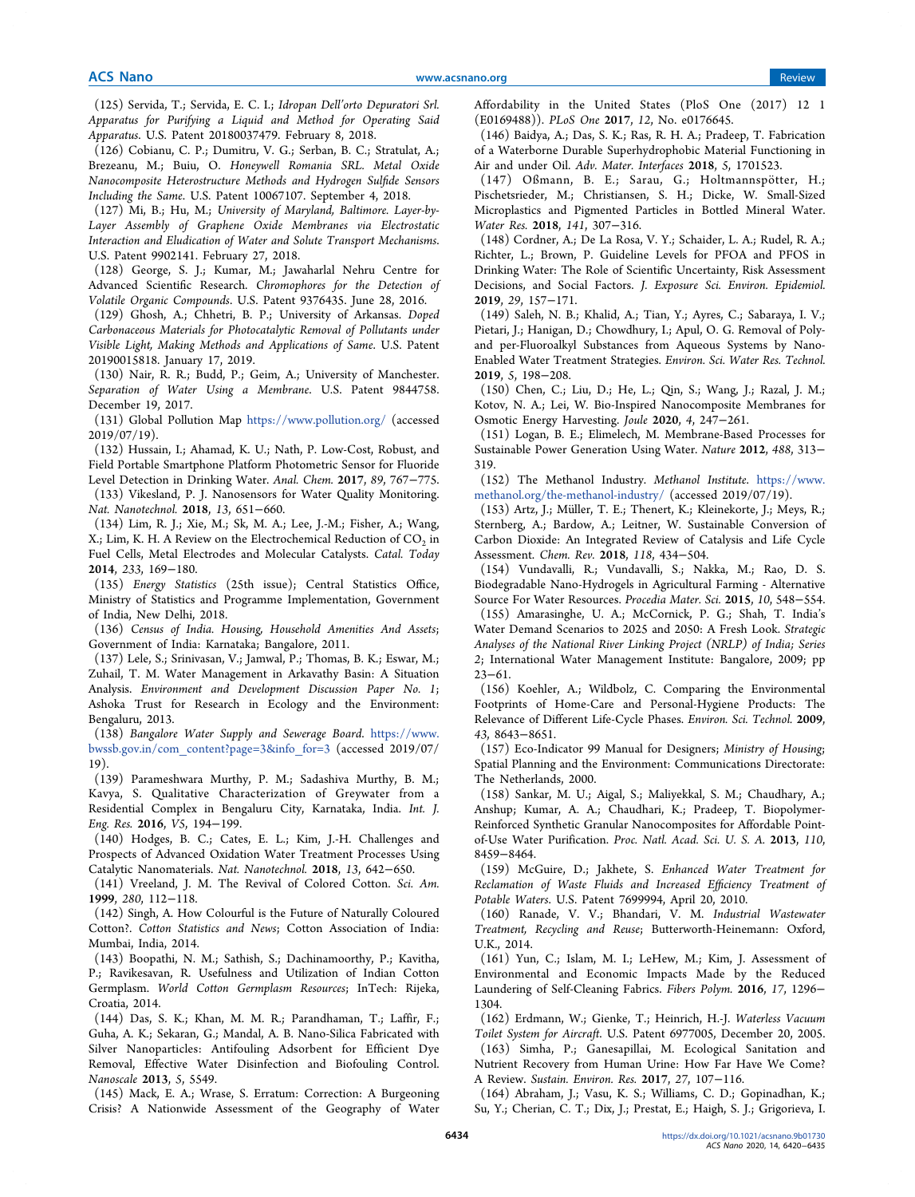(125) Servida, T.; Servida, E. C. I.; *Idropan Dell'orto Depuratori Srl. Apparatus for Purifying a Liquid and Method for Operating Said Apparatus*. U.S. Patent 20180037479. February 8, 2018.

(126) Cobianu, C. P.; Dumitru, V. G.; Serban, B. C.; Stratulat, A.; Brezeanu, M.; Buiu, O. *Honeywell Romania SRL. Metal Oxide Nanocomposite Heterostructure Methods and Hydrogen Sulfide Sensors Including the Same*. U.S. Patent 10067107. September 4, 2018.

(127) Mi, B.; Hu, M.; *University of Maryland, Baltimore. Layer-by-Layer Assembly of Graphene Oxide Membranes via Electrostatic Interaction and Eludication of Water and Solute Transport Mechanisms*. U.S. Patent 9902141. February 27, 2018.

(128) George, S. J.; Kumar, M.; Jawaharlal Nehru Centre for Advanced Scientific Research. *Chromophores for the Detection of Volatile Organic Compounds*. U.S. Patent 9376435. June 28, 2016.

(129) Ghosh, A.; Chhetri, B. P.; University of Arkansas. *Doped Carbonaceous Materials for Photocatalytic Removal of Pollutants under Visible Light, Making Methods and Applications of Same*. U.S. Patent 20190015818. January 17, 2019.

(130) Nair, R. R.; Budd, P.; Geim, A.; University of Manchester. *Separation of Water Using a Membrane*. U.S. Patent 9844758. December 19, 2017.

(131) Global Pollution Map https://www.pollution.org/ (accessed 2019/07/19).

(132) Hussain, I.; Ahamad, K. U.; Nath, P. Low-Cost, Robust, and Field Portable Smartphone Platform Photometric Sensor for Fluoride Level Detection in Drinking Water. *Anal. Chem.* **2017**, *89*, 767−775.

(133) Vikesland, P. J. Nanosensors for Water Quality Monitoring. *Nat. Nanotechnol.* **2018**, *13*, 651−660.

(134) Lim, R. J.; Xie, M.; Sk, M. A.; Lee, J.-M.; Fisher, A.; Wang, X.; Lim, K. H. A Review on the Electrochemical Reduction of $CO_2$ in Fuel Cells, Metal Electrodes and Molecular Catalysts. *Catal. Today* **2014**, *233*, 169−180.

(135) *Energy Statistics* (25th issue); Central Statistics Office, Ministry of Statistics and Programme Implementation, Government of India, New Delhi, 2018.

(136) *Census of India. Housing, Household Amenities And Assets*; Government of India: Karnataka; Bangalore, 2011.

(137) Lele, S.; Srinivasan, V.; Jamwal, P.; Thomas, B. K.; Eswar, M.; Zuhail, T. M. Water Management in Arkavathy Basin: A Situation Analysis. *Environment and Development Discussion Paper No. 1*; Ashoka Trust for Research in Ecology and the Environment: Bengaluru, 2013.

(138) *Bangalore Water Supply and Sewerage Board*. https://www.bwssb.gov.in/com_content?page=3&info_for=3 (accessed 2019/07/19).

(139) Parameshwara Murthy, P. M.; Sadashiva Murthy, B. M.; Kavya, S. Qualitative Characterization of Greywater from a Residential Complex in Bengaluru City, Karnataka, India. *Int. J. Eng. Res.* **2016**, *V5*, 194−199.

(140) Hodges, B. C.; Cates, E. L.; Kim, J.-H. Challenges and Prospects of Advanced Oxidation Water Treatment Processes Using Catalytic Nanomaterials. *Nat. Nanotechnol.* **2018**, *13*, 642−650.

(141) Vreeland, J. M. The Revival of Colored Cotton. *Sci. Am.* **1999**, *280*, 112−118.

(142) Singh, A. How Colourful is the Future of Naturally Coloured Cotton?. *Cotton Statistics and News*; Cotton Association of India: Mumbai, India, 2014.

(143) Boopathi, N. M.; Sathish, S.; Dachinamoorthy, P.; Kavitha, P.; Ravikesavan, R. Usefulness and Utilization of Indian Cotton Germplasm. *World Cotton Germplasm Resources*; InTech: Rijeka, Croatia, 2014.

(144) Das, S. K.; Khan, M. M. R.; Parandhaman, T.; Laffir, F.; Guha, A. K.; Sekaran, G.; Mandal, A. B. Nano-Silica Fabricated with Silver Nanoparticles: Antifouling Adsorbent for Efficient Dye Removal, Effective Water Disinfection and Biofouling Control. *Nanoscale* **2013**, *5*, 5549.

(145) Mack, E. A.; Wrase, S. Erratum: Correction: A Burgeoning Crisis? A Nationwide Assessment of the Geography of Water Affordability in the United States (PloS One (2017) 12 1 (E0169488)). *PLoS One* **2017**, *12*, No. e0176645.

(146) Baidya, A.; Das, S. K.; Ras, R. H. A.; Pradeep, T. Fabrication of a Waterborne Durable Superhydrophobic Material Functioning in Air and under Oil. *Adv. Mater. Interfaces* **2018**, *5*, 1701523.

(147) Oßmann, B. E.; Sarau, G.; Holtmannspötter, H.; Pischetsrieder, M.; Christiansen, S. H.; Dicke, W. Small-Sized Microplastics and Pigmented Particles in Bottled Mineral Water. *Water Res.* **2018**, *141*, 307−316.

(148) Cordner, A.; De La Rosa, V. Y.; Schaider, L. A.; Rudel, R. A.; Richter, L.; Brown, P. Guideline Levels for PFOA and PFOS in Drinking Water: The Role of Scientific Uncertainty, Risk Assessment Decisions, and Social Factors. *J. Exposure Sci. Environ. Epidemiol.* **2019**, *29*, 157−171.

(149) Saleh, N. B.; Khalid, A.; Tian, Y.; Ayres, C.; Sabaraya, I. V.; Pietari, J.; Hanigan, D.; Chowdhury, I.; Apul, O. G. Removal of Poly- and per-Fluoroalkyl Substances from Aqueous Systems by Nano-Enabled Water Treatment Strategies. *Environ. Sci. Water Res. Technol.* **2019**, *5*, 198−208.

(150) Chen, C.; Liu, D.; He, L.; Qin, S.; Wang, J.; Razal, J. M.; Kotov, N. A.; Lei, W. Bio-Inspired Nanocomposite Membranes for Osmotic Energy Harvesting. *Joule* **2020**, *4*, 247−261.

(151) Logan, B. E.; Elimelech, M. Membrane-Based Processes for Sustainable Power Generation Using Water. *Nature* **2012**, *488*, 313−319.

(152) The Methanol Industry. *Methanol Institute*. https://www.methanol.org/the-methanol-industry/ (accessed 2019/07/19).

(153) Artz, J.; Müller, T. E.; Thenert, K.; Kleinekorte, J.; Meys, R.; Sternberg, A.; Bardow, A.; Leitner, W. Sustainable Conversion of Carbon Dioxide: An Integrated Review of Catalysis and Life Cycle Assessment. *Chem. Rev.* **2018**, *118*, 434−504.

(154) Vundavalli, R.; Vundavalli, S.; Nakka, M.; Rao, D. S. Biodegradable Nano-Hydrogels in Agricultural Farming - Alternative Source For Water Resources. *Procedia Mater. Sci.* **2015**, *10*, 548−554.

(155) Amarasinghe, U. A.; McCornick, P. G.; Shah, T. India's Water Demand Scenarios to 2025 and 2050: A Fresh Look. *Strategic Analyses of the National River Linking Project (NRLP) of India; Series 2*; International Water Management Institute: Bangalore, 2009; pp 23−61.

(156) Koehler, A.; Wildbolz, C. Comparing the Environmental Footprints of Home-Care and Personal-Hygiene Products: The Relevance of Different Life-Cycle Phases. *Environ. Sci. Technol.* **2009**, *43*, 8643−8651.

(157) Eco-Indicator 99 Manual for Designers; *Ministry of Housing*; Spatial Planning and the Environment: Communications Directorate: The Netherlands, 2000.

(158) Sankar, M. U.; Aigal, S.; Maliyekkal, S. M.; Chaudhary, A.; Anshup; Kumar, A. A.; Chaudhari, K.; Pradeep, T. Biopolymer-Reinforced Synthetic Granular Nanocomposites for Affordable Point-of-Use Water Purification. *Proc. Natl. Acad. Sci. U. S. A.* **2013**, *110*, 8459−8464.

(159) McGuire, D.; Jakhete, S. *Enhanced Water Treatment for Reclamation of Waste Fluids and Increased Efficiency Treatment of Potable Waters*. U.S. Patent 7699994, April 20, 2010.

(160) Ranade, V. V.; Bhandari, V. M. *Industrial Wastewater Treatment, Recycling and Reuse*; Butterworth-Heinemann: Oxford, U.K., 2014.

(161) Yun, C.; Islam, M. I.; LeHew, M.; Kim, J. Assessment of Environmental and Economic Impacts Made by the Reduced Laundering of Self-Cleaning Fabrics. *Fibers Polym.* **2016**, *17*, 1296−1304.

(162) Erdmann, W.; Gienke, T.; Heinrich, H.-J. *Waterless Vacuum Toilet System for Aircraft*. U.S. Patent 6977005, December 20, 2005.

(163) Simha, P.; Ganesapillai, M. Ecological Sanitation and Nutrient Recovery from Human Urine: How Far Have We Come? A Review. *Sustain. Environ. Res.* **2017**, *27*, 107−116.

(164) Abraham, J.; Vasu, K. S.; Williams, C. D.; Gopinadhan, K.; Su, Y.; Cherian, C. T.; Dix, J.; Prestat, E.; Haigh, S. J.; Grigorieva, I.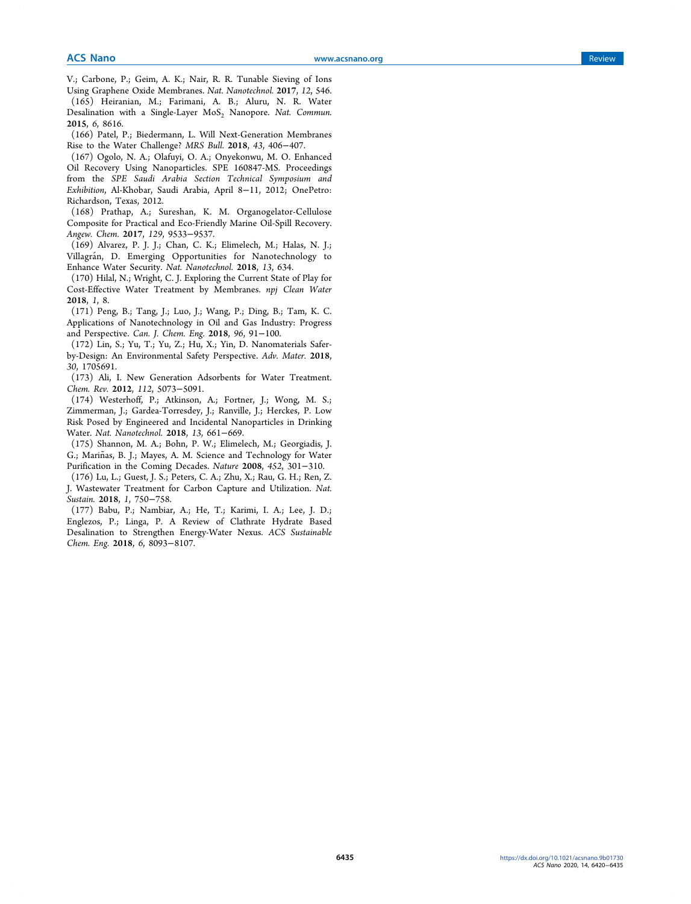V.; Carbone, P.; Geim, A. K.; Nair, R. R. Tunable Sieving of Ions Using Graphene Oxide Membranes. *Nat. Nanotechnol.* **2017**, *12*, 546.

(165) Heiranian, M.; Farimani, A. B.; Aluru, N. R. Water Desalination with a Single-Layer $MoS_2$ Nanopore. *Nat. Commun.* **2015**, *6*, 8616.

(166) Patel, P.; Biedermann, L. Will Next-Generation Membranes Rise to the Water Challenge? *MRS Bull.* **2018**, *43*, 406−407.

(167) Ogolo, N. A.; Olafuyi, O. A.; Onyekonwu, M. O. Enhanced Oil Recovery Using Nanoparticles. SPE 160847-MS. Proceedings from the *SPE Saudi Arabia Section Technical Symposium and Exhibition*, Al-Khobar, Saudi Arabia, April 8−11, 2012; OnePetro: Richardson, Texas, 2012.

(168) Prathap, A.; Sureshan, K. M. Organogelator-Cellulose Composite for Practical and Eco-Friendly Marine Oil-Spill Recovery. *Angew. Chem.* **2017**, *129*, 9533−9537.

(169) Alvarez, P. J. J.; Chan, C. K.; Elimelech, M.; Halas, N. J.; Villagrán, D. Emerging Opportunities for Nanotechnology to Enhance Water Security. *Nat. Nanotechnol.* **2018**, *13*, 634.

(170) Hilal, N.; Wright, C. J. Exploring the Current State of Play for Cost-Effective Water Treatment by Membranes. *npj Clean Water* **2018**, *1*, 8.

(171) Peng, B.; Tang, J.; Luo, J.; Wang, P.; Ding, B.; Tam, K. C. Applications of Nanotechnology in Oil and Gas Industry: Progress and Perspective. *Can. J. Chem. Eng.* **2018**, *96*, 91−100.

(172) Lin, S.; Yu, T.; Yu, Z.; Hu, X.; Yin, D. Nanomaterials Safer-by-Design: An Environmental Safety Perspective. *Adv. Mater.* **2018**, *30*, 1705691.

(173) Ali, I. New Generation Adsorbents for Water Treatment. *Chem. Rev.* **2012**, *112*, 5073−5091.

(174) Westerhoff, P.; Atkinson, A.; Fortner, J.; Wong, M. S.; Zimmerman, J.; Gardea-Torresdey, J.; Ranville, J.; Herckes, P. Low Risk Posed by Engineered and Incidental Nanoparticles in Drinking Water. *Nat. Nanotechnol.* **2018**, *13*, 661−669.

(175) Shannon, M. A.; Bohn, P. W.; Elimelech, M.; Georgiadis, J. G.; Mariñas, B. J.; Mayes, A. M. Science and Technology for Water Purification in the Coming Decades. *Nature* **2008**, *452*, 301−310.

(176) Lu, L.; Guest, J. S.; Peters, C. A.; Zhu, X.; Rau, G. H.; Ren, Z. J. Wastewater Treatment for Carbon Capture and Utilization. *Nat. Sustain.* **2018**, *1*, 750−758.

(177) Babu, P.; Nambiar, A.; He, T.; Karimi, I. A.; Lee, J. D.; Englezos, P.; Linga, P. A Review of Clathrate Hydrate Based Desalination to Strengthen Energy-Water Nexus. *ACS Sustainable Chem. Eng.* **2018**, *6*, 8093−8107.